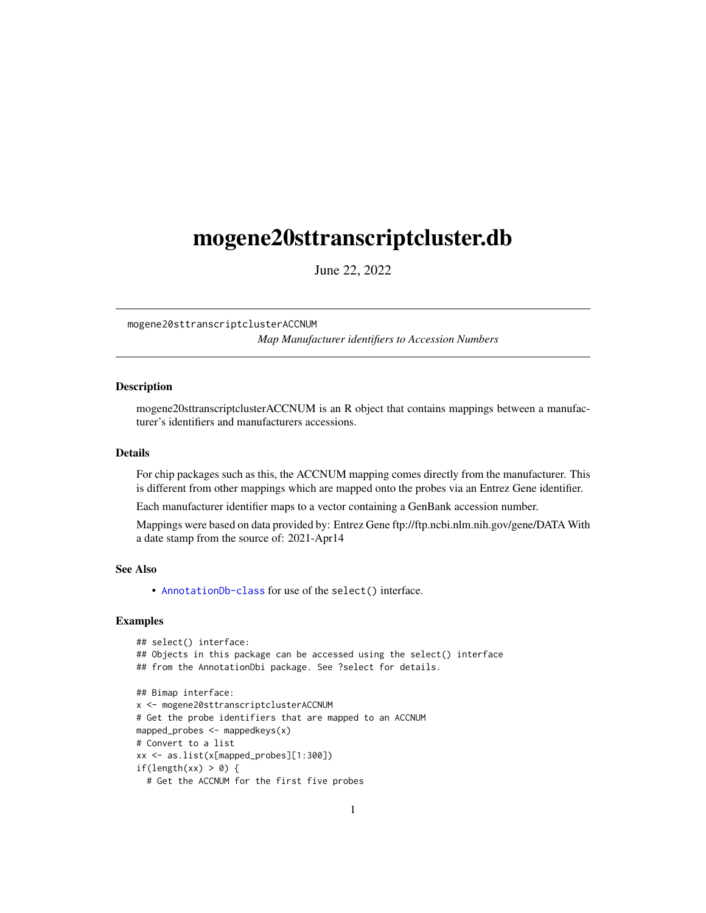# mogene20sttranscriptcluster.db

June 22, 2022

mogene20sttranscriptclusterACCNUM

*Map Manufacturer identifiers to Accession Numbers*

## Description

mogene20sttranscriptclusterACCNUM is an R object that contains mappings between a manufacturer's identifiers and manufacturers accessions.

## Details

For chip packages such as this, the ACCNUM mapping comes directly from the manufacturer. This is different from other mappings which are mapped onto the probes via an Entrez Gene identifier.

Each manufacturer identifier maps to a vector containing a GenBank accession number.

Mappings were based on data provided by: Entrez Gene ftp://ftp.ncbi.nlm.nih.gov/gene/DATA With a date stamp from the source of: 2021-Apr14

## See Also

- AnnotationDb-class for use of the select() interface.

## Examples

```
## select() interface:
## Objects in this package can be accessed using the select() interface
## from the AnnotationDbi package. See ?select for details.

## Bimap interface:
x <- mogene20sttranscriptclusterACCNUM
# Get the probe identifiers that are mapped to an ACCNUM
mapped_probes <- mappedkeys(x)
# Convert to a list
xx <- as.list(x[mapped_probes][1:300])
if(length(xx) > 0) {
  # Get the ACCNUM for the first five probes
```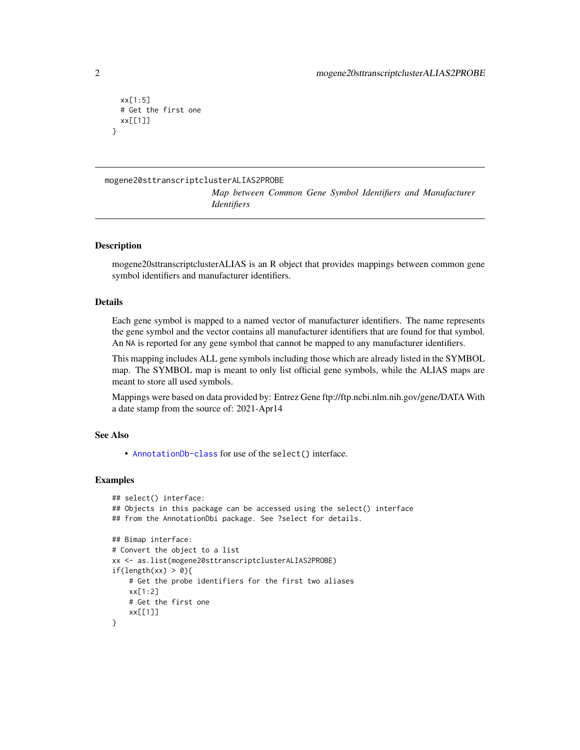```
  xx[1:5]
  # Get the first one
  xx[[1]]
}
```

## mogene20sttranscriptclusterALIAS2PROBE

*Map between Common Gene Symbol Identifiers and Manufacturer Identifiers*

### Description

mogene20sttranscriptclusterALIAS is an R object that provides mappings between common gene symbol identifiers and manufacturer identifiers.

### Details

Each gene symbol is mapped to a named vector of manufacturer identifiers. The name represents the gene symbol and the vector contains all manufacturer identifiers that are found for that symbol. An NA is reported for any gene symbol that cannot be mapped to any manufacturer identifiers.

This mapping includes ALL gene symbols including those which are already listed in the SYMBOL map. The SYMBOL map is meant to only list official gene symbols, while the ALIAS maps are meant to store all used symbols.

Mappings were based on data provided by: Entrez Gene ftp://ftp.ncbi.nlm.nih.gov/gene/DATA With a date stamp from the source of: 2021-Apr14

### See Also

- AnnotationDb-class for use of the select() interface.

### Examples

```
## select() interface:
## Objects in this package can be accessed using the select() interface
## from the AnnotationDbi package. See ?select for details.

## Bimap interface:
# Convert the object to a list
xx <- as.list(mogene20sttranscriptclusterALIAS2PROBE)
if(length(xx) > 0){
    # Get the probe identifiers for the first two aliases
    xx[1:2]
    # Get the first one
    xx[[1]]
}
```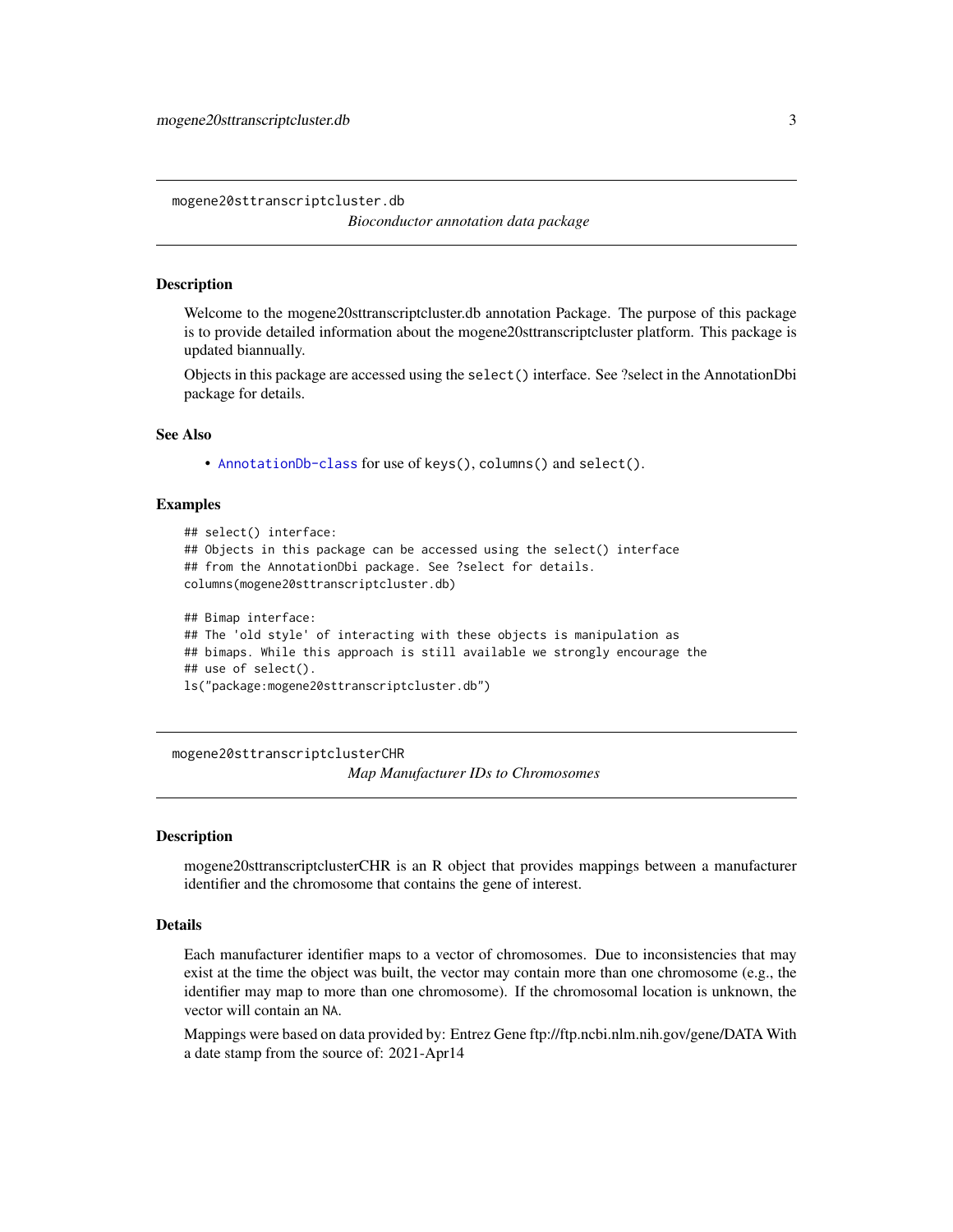## mogene20sttranscriptcluster.db

*Bioconductor annotation data package*

### Description

Welcome to the mogene20sttranscriptcluster.db annotation Package. The purpose of this package is to provide detailed information about the mogene20sttranscriptcluster platform. This package is updated biannually.

Objects in this package are accessed using the `select()` interface. See ?select in the AnnotationDbi package for details.

### See Also

- `AnnotationDb-class` for use of `keys()`, `columns()` and `select()`.

### Examples

```
## select() interface:
## Objects in this package can be accessed using the select() interface
## from the AnnotationDbi package. See ?select for details.
columns(mogene20sttranscriptcluster.db)

## Bimap interface:
## The 'old style' of interacting with these objects is manipulation as
## bimaps. While this approach is still available we strongly encourage the
## use of select().
ls("package:mogene20sttranscriptcluster.db")
```

## mogene20sttranscriptclusterCHR

*Map Manufacturer IDs to Chromosomes*

### Description

mogene20sttranscriptclusterCHR is an R object that provides mappings between a manufacturer identifier and the chromosome that contains the gene of interest.

### Details

Each manufacturer identifier maps to a vector of chromosomes. Due to inconsistencies that may exist at the time the object was built, the vector may contain more than one chromosome (e.g., the identifier may map to more than one chromosome). If the chromosomal location is unknown, the vector will contain an `NA`.

Mappings were based on data provided by: Entrez Gene ftp://ftp.ncbi.nlm.nih.gov/gene/DATA With a date stamp from the source of: 2021-Apr14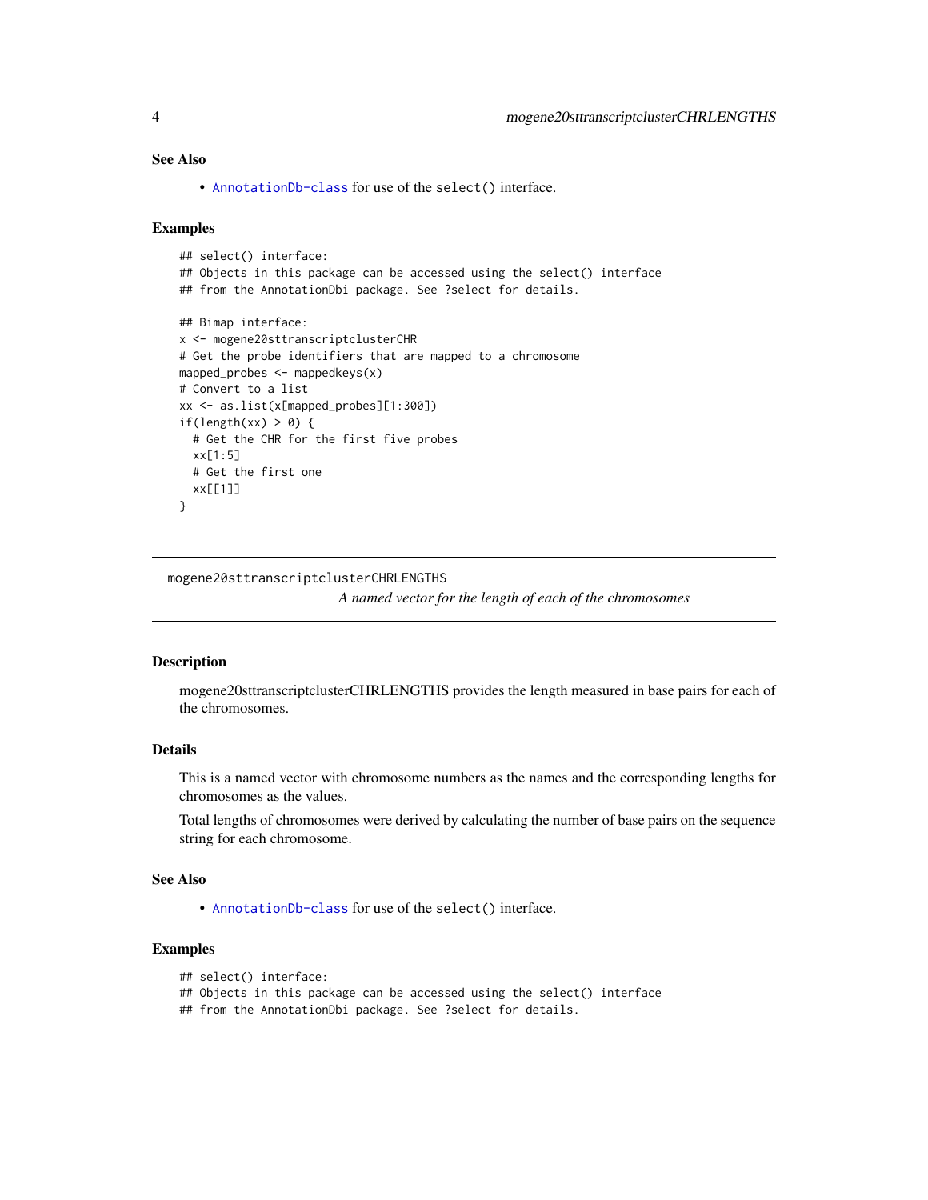### See Also

- AnnotationDb-class for use of the `select()` interface.

### Examples

```
## select() interface:
## Objects in this package can be accessed using the select() interface
## from the AnnotationDbi package. See ?select for details.

## Bimap interface:
x <- mogene20sttranscriptclusterCHR
# Get the probe identifiers that are mapped to a chromosome
mapped_probes <- mappedkeys(x)
# Convert to a list
xx <- as.list(x[mapped_probes][1:300])
if(length(xx) > 0) {
  # Get the CHR for the first five probes
  xx[1:5]
  # Get the first one
  xx[[1]]
}
```

---

## mogene20sttranscriptclusterCHRLENGTHS

*A named vector for the length of each of the chromosomes*

---

### Description

mogene20sttranscriptclusterCHRLENGTHS provides the length measured in base pairs for each of the chromosomes.

### Details

This is a named vector with chromosome numbers as the names and the corresponding lengths for chromosomes as the values.

Total lengths of chromosomes were derived by calculating the number of base pairs on the sequence string for each chromosome.

### See Also

- AnnotationDb-class for use of the `select()` interface.

### Examples

```
## select() interface:
## Objects in this package can be accessed using the select() interface
## from the AnnotationDbi package. See ?select for details.
```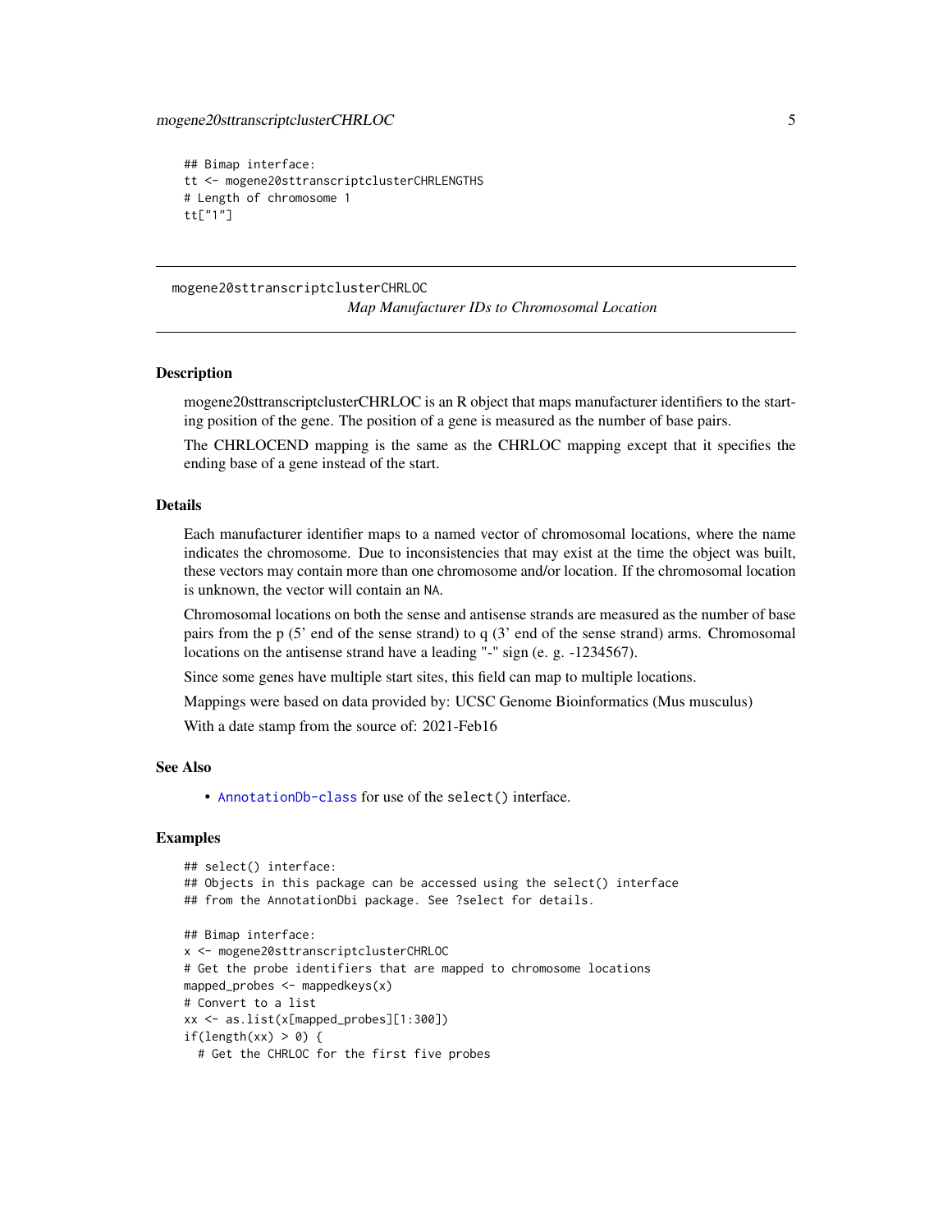```
## Bimap interface:
tt <- mogene20sttranscriptclusterCHRLENGTHS
# Length of chromosome 1
tt["1"]
```

## mogene20sttranscriptclusterCHRLOC

*Map Manufacturer IDs to Chromosomal Location*

### Description

mogene20sttranscriptclusterCHRLOC is an R object that maps manufacturer identifiers to the starting position of the gene. The position of a gene is measured as the number of base pairs.

The CHRLOCEND mapping is the same as the CHRLOC mapping except that it specifies the ending base of a gene instead of the start.

### Details

Each manufacturer identifier maps to a named vector of chromosomal locations, where the name indicates the chromosome. Due to inconsistencies that may exist at the time the object was built, these vectors may contain more than one chromosome and/or location. If the chromosomal location is unknown, the vector will contain an `NA`.

Chromosomal locations on both the sense and antisense strands are measured as the number of base pairs from the p (5' end of the sense strand) to q (3' end of the sense strand) arms. Chromosomal locations on the antisense strand have a leading "-" sign (e. g. -1234567).

Since some genes have multiple start sites, this field can map to multiple locations.

Mappings were based on data provided by: UCSC Genome Bioinformatics (Mus musculus)

With a date stamp from the source of: 2021-Feb16

### See Also

- `AnnotationDb-class` for use of the `select()` interface.

### Examples

```
## select() interface:
## Objects in this package can be accessed using the select() interface
## from the AnnotationDbi package. See ?select for details.

## Bimap interface:
x <- mogene20sttranscriptclusterCHRLOC
# Get the probe identifiers that are mapped to chromosome locations
mapped_probes <- mappedkeys(x)
# Convert to a list
xx <- as.list(x[mapped_probes][1:300])
if(length(xx) > 0) {
  # Get the CHRLOC for the first five probes
```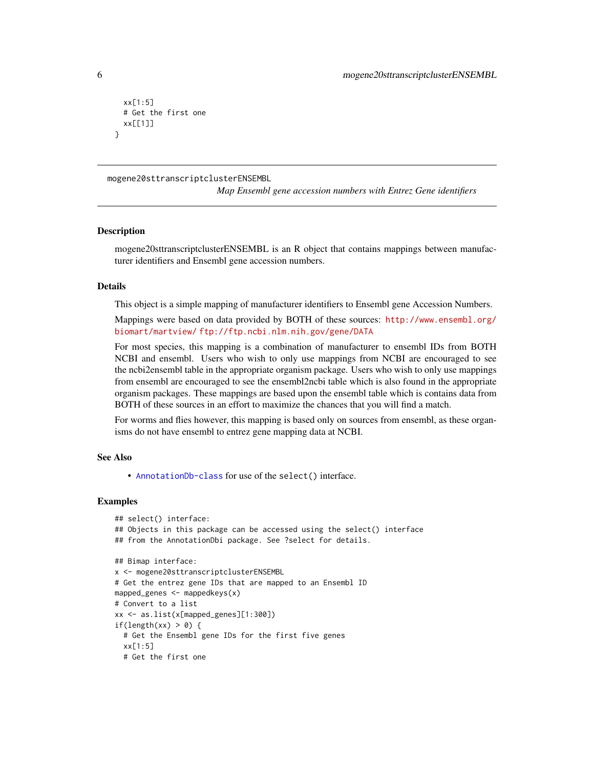```
  xx[1:5]
  # Get the first one
  xx[[1]]
}
```

## mogene20sttranscriptclusterENSEMBL

*Map Ensembl gene accession numbers with Entrez Gene identifiers*

### Description

mogene20sttranscriptclusterENSEMBL is an R object that contains mappings between manufacturer identifiers and Ensembl gene accession numbers.

### Details

This object is a simple mapping of manufacturer identifiers to Ensembl gene Accession Numbers.

Mappings were based on data provided by BOTH of these sources: http://www.ensembl.org/biomart/martview/ ftp://ftp.ncbi.nlm.nih.gov/gene/DATA

For most species, this mapping is a combination of manufacturer to ensembl IDs from BOTH NCBI and ensembl. Users who wish to only use mappings from NCBI are encouraged to see the ncbi2ensembl table in the appropriate organism package. Users who wish to only use mappings from ensembl are encouraged to see the ensembl2ncbi table which is also found in the appropriate organism packages. These mappings are based upon the ensembl table which is contains data from BOTH of these sources in an effort to maximize the chances that you will find a match.

For worms and flies however, this mapping is based only on sources from ensembl, as these organisms do not have ensembl to entrez gene mapping data at NCBI.

### See Also

- AnnotationDb-class for use of the `select()` interface.

### Examples

```
## select() interface:
## Objects in this package can be accessed using the select() interface
## from the AnnotationDbi package. See ?select for details.

## Bimap interface:
x <- mogene20sttranscriptclusterENSEMBL
# Get the entrez gene IDs that are mapped to an Ensembl ID
mapped_genes <- mappedkeys(x)
# Convert to a list
xx <- as.list(x[mapped_genes][1:300])
if(length(xx) > 0) {
  # Get the Ensembl gene IDs for the first five genes
  xx[1:5]
  # Get the first one
```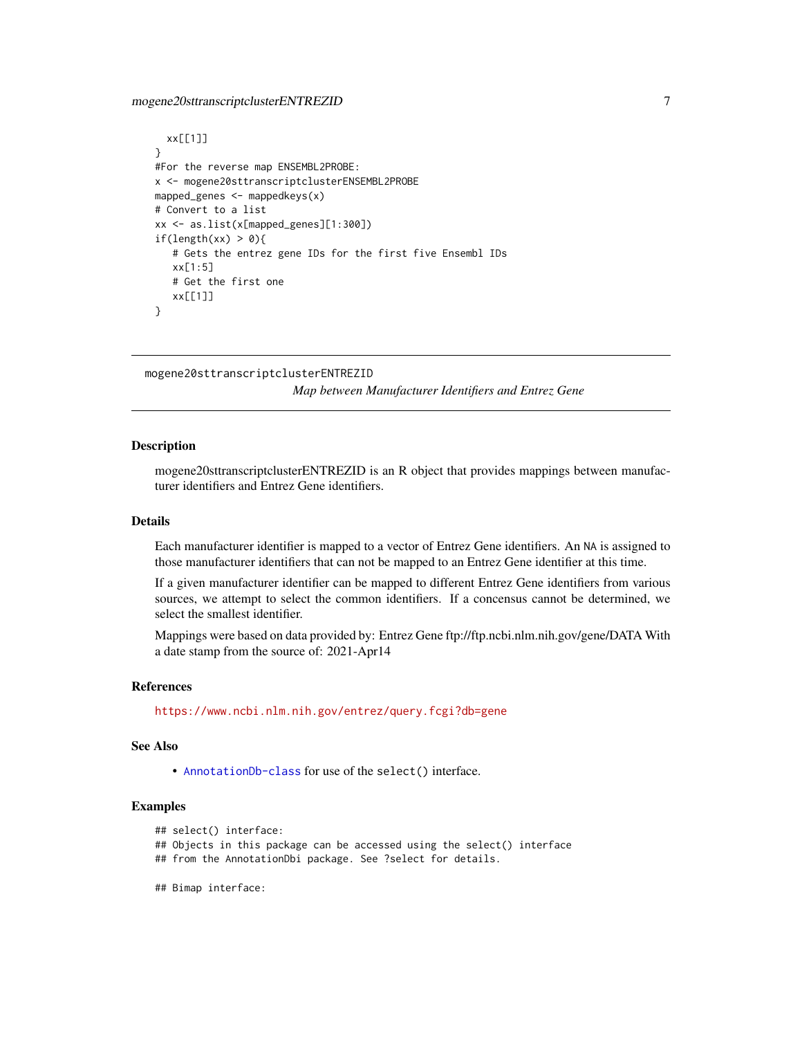```
  xx[[1]]
}
#For the reverse map ENSEMBL2PROBE:
x <- mogene20sttranscriptclusterENSEMBL2PROBE
mapped_genes <- mappedkeys(x)
# Convert to a list
xx <- as.list(x[mapped_genes][1:300])
if(length(xx) > 0){
   # Gets the entrez gene IDs for the first five Ensembl IDs
   xx[1:5]
   # Get the first one
   xx[[1]]
}
```

---

## mogene20sttranscriptclusterENTREZID

*Map between Manufacturer Identifiers and Entrez Gene*

---

### Description

mogene20sttranscriptclusterENTREZID is an R object that provides mappings between manufacturer identifiers and Entrez Gene identifiers.

### Details

Each manufacturer identifier is mapped to a vector of Entrez Gene identifiers. An NA is assigned to those manufacturer identifiers that can not be mapped to an Entrez Gene identifier at this time.

If a given manufacturer identifier can be mapped to different Entrez Gene identifiers from various sources, we attempt to select the common identifiers. If a concensus cannot be determined, we select the smallest identifier.

Mappings were based on data provided by: Entrez Gene ftp://ftp.ncbi.nlm.nih.gov/gene/DATA With a date stamp from the source of: 2021-Apr14

### References

https://www.ncbi.nlm.nih.gov/entrez/query.fcgi?db=gene

### See Also

- AnnotationDb-class for use of the select() interface.

### Examples

```
## select() interface:
## Objects in this package can be accessed using the select() interface
## from the AnnotationDbi package. See ?select for details.

## Bimap interface:
```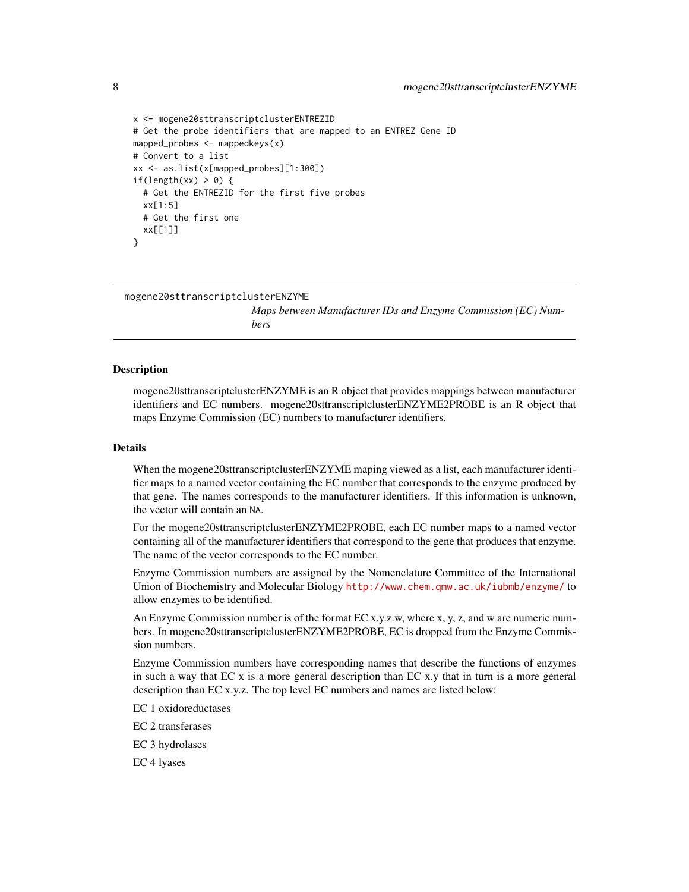```
x <- mogene20sttranscriptclusterENTREZID
# Get the probe identifiers that are mapped to an ENTREZ Gene ID
mapped_probes <- mappedkeys(x)
# Convert to a list
xx <- as.list(x[mapped_probes][1:300])
if(length(xx) > 0) {
  # Get the ENTREZID for the first five probes
  xx[1:5]
  # Get the first one
  xx[[1]]
}
```

---

## mogene20sttranscriptclusterENZYME

*Maps between Manufacturer IDs and Enzyme Commission (EC) Numbers*

---

### Description

mogene20sttranscriptclusterENZYME is an R object that provides mappings between manufacturer identifiers and EC numbers. mogene20sttranscriptclusterENZYME2PROBE is an R object that maps Enzyme Commission (EC) numbers to manufacturer identifiers.

### Details

When the mogene20sttranscriptclusterENZYME maping viewed as a list, each manufacturer identifier maps to a named vector containing the EC number that corresponds to the enzyme produced by that gene. The names corresponds to the manufacturer identifiers. If this information is unknown, the vector will contain an `NA`.

For the mogene20sttranscriptclusterENZYME2PROBE, each EC number maps to a named vector containing all of the manufacturer identifiers that correspond to the gene that produces that enzyme. The name of the vector corresponds to the EC number.

Enzyme Commission numbers are assigned by the Nomenclature Committee of the International Union of Biochemistry and Molecular Biology http://www.chem.qmw.ac.uk/iubmb/enzyme/ to allow enzymes to be identified.

An Enzyme Commission number is of the format EC x.y.z.w, where x, y, z, and w are numeric numbers. In mogene20sttranscriptclusterENZYME2PROBE, EC is dropped from the Enzyme Commission numbers.

Enzyme Commission numbers have corresponding names that describe the functions of enzymes in such a way that EC x is a more general description than EC x.y that in turn is a more general description than EC x.y.z. The top level EC numbers and names are listed below:

EC 1 oxidoreductases

EC 2 transferases

EC 3 hydrolases

EC 4 lyases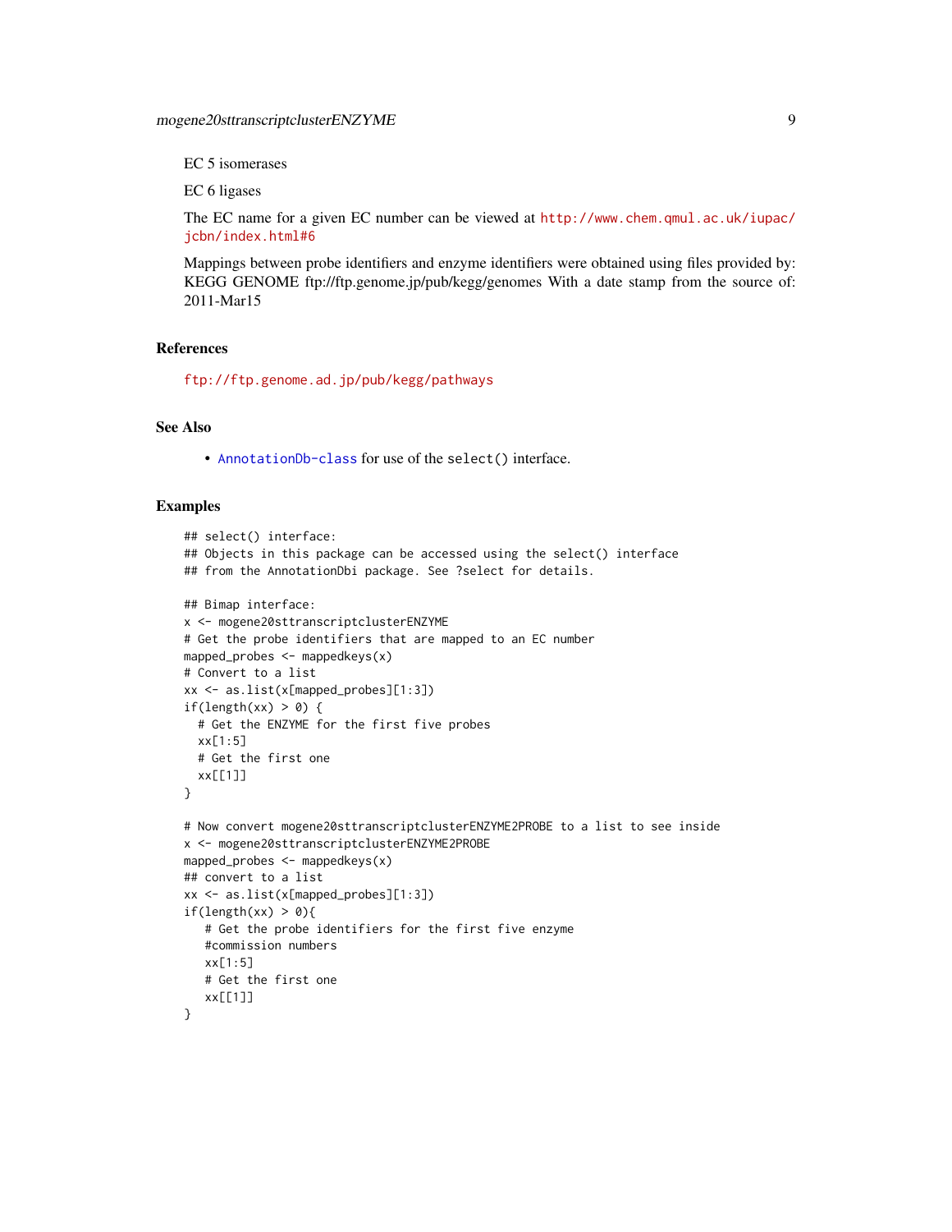EC 5 isomerases

EC 6 ligases

The EC name for a given EC number can be viewed at http://www.chem.qmul.ac.uk/iupac/jcbn/index.html#6

Mappings between probe identifiers and enzyme identifiers were obtained using files provided by: KEGG GENOME ftp://ftp.genome.jp/pub/kegg/genomes With a date stamp from the source of: 2011-Mar15

## References

ftp://ftp.genome.ad.jp/pub/kegg/pathways

## See Also

- AnnotationDb-class for use of the `select()` interface.

## Examples

```
## select() interface:
## Objects in this package can be accessed using the select() interface
## from the AnnotationDbi package. See ?select for details.

## Bimap interface:
x <- mogene20sttranscriptclusterENZYME
# Get the probe identifiers that are mapped to an EC number
mapped_probes <- mappedkeys(x)
# Convert to a list
xx <- as.list(x[mapped_probes][1:3])
if(length(xx) > 0) {
  # Get the ENZYME for the first five probes
  xx[1:5]
  # Get the first one
  xx[[1]]
}

# Now convert mogene20sttranscriptclusterENZYME2PROBE to a list to see inside
x <- mogene20sttranscriptclusterENZYME2PROBE
mapped_probes <- mappedkeys(x)
## convert to a list
xx <- as.list(x[mapped_probes][1:3])
if(length(xx) > 0){
   # Get the probe identifiers for the first five enzyme
   #commission numbers
   xx[1:5]
   # Get the first one
   xx[[1]]
}
```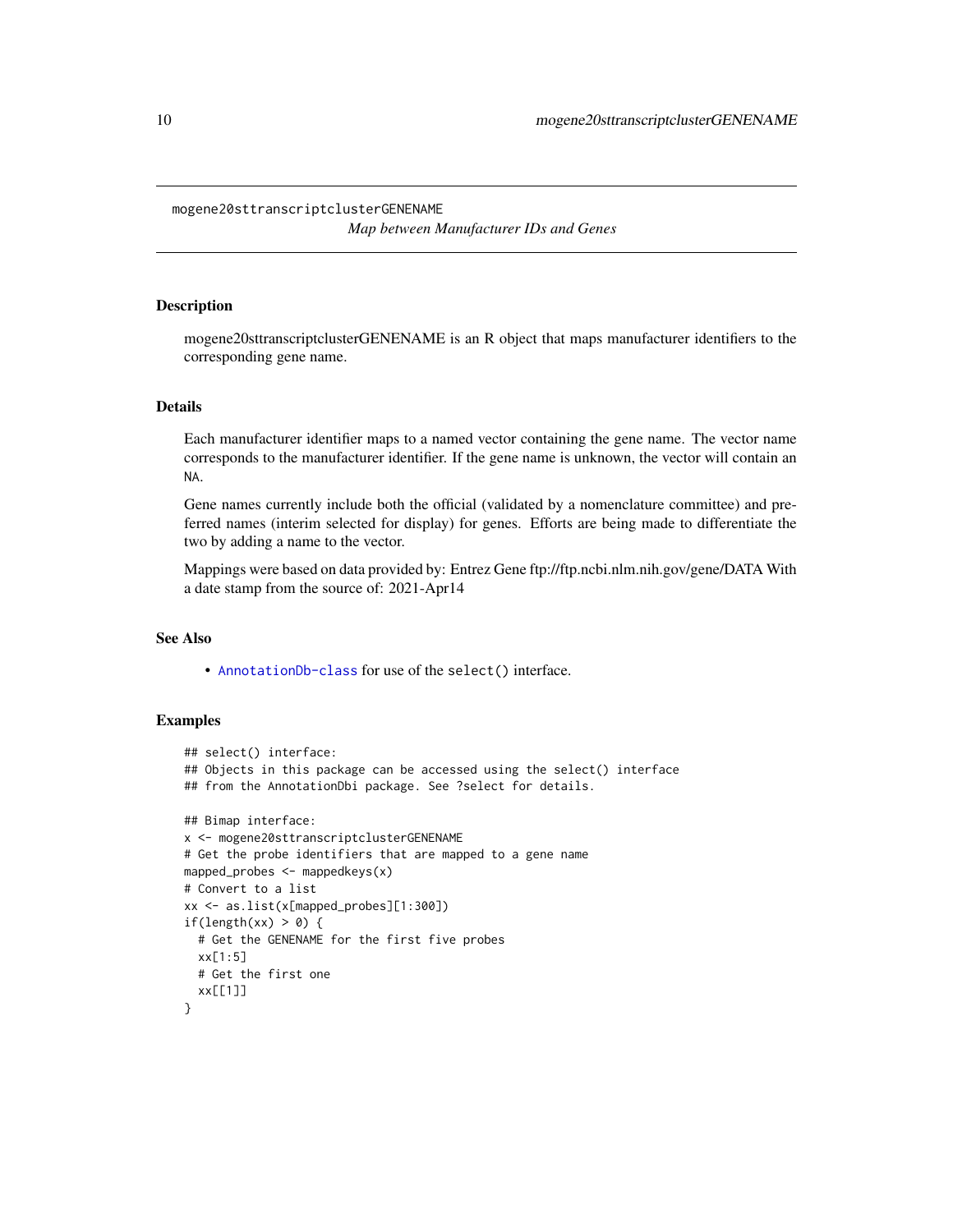# mogene20sttranscriptclusterGENENAME

*Map between Manufacturer IDs and Genes*

## Description

mogene20sttranscriptclusterGENENAME is an R object that maps manufacturer identifiers to the corresponding gene name.

## Details

Each manufacturer identifier maps to a named vector containing the gene name. The vector name corresponds to the manufacturer identifier. If the gene name is unknown, the vector will contain an `NA`.

Gene names currently include both the official (validated by a nomenclature committee) and preferred names (interim selected for display) for genes. Efforts are being made to differentiate the two by adding a name to the vector.

Mappings were based on data provided by: Entrez Gene ftp://ftp.ncbi.nlm.nih.gov/gene/DATA With a date stamp from the source of: 2021-Apr14

## See Also

- `AnnotationDb-class` for use of the `select()` interface.

## Examples

```
## select() interface:
## Objects in this package can be accessed using the select() interface
## from the AnnotationDbi package. See ?select for details.

## Bimap interface:
x <- mogene20sttranscriptclusterGENENAME
# Get the probe identifiers that are mapped to a gene name
mapped_probes <- mappedkeys(x)
# Convert to a list
xx <- as.list(x[mapped_probes][1:300])
if(length(xx) > 0) {
  # Get the GENENAME for the first five probes
  xx[1:5]
  # Get the first one
  xx[[1]]
}
```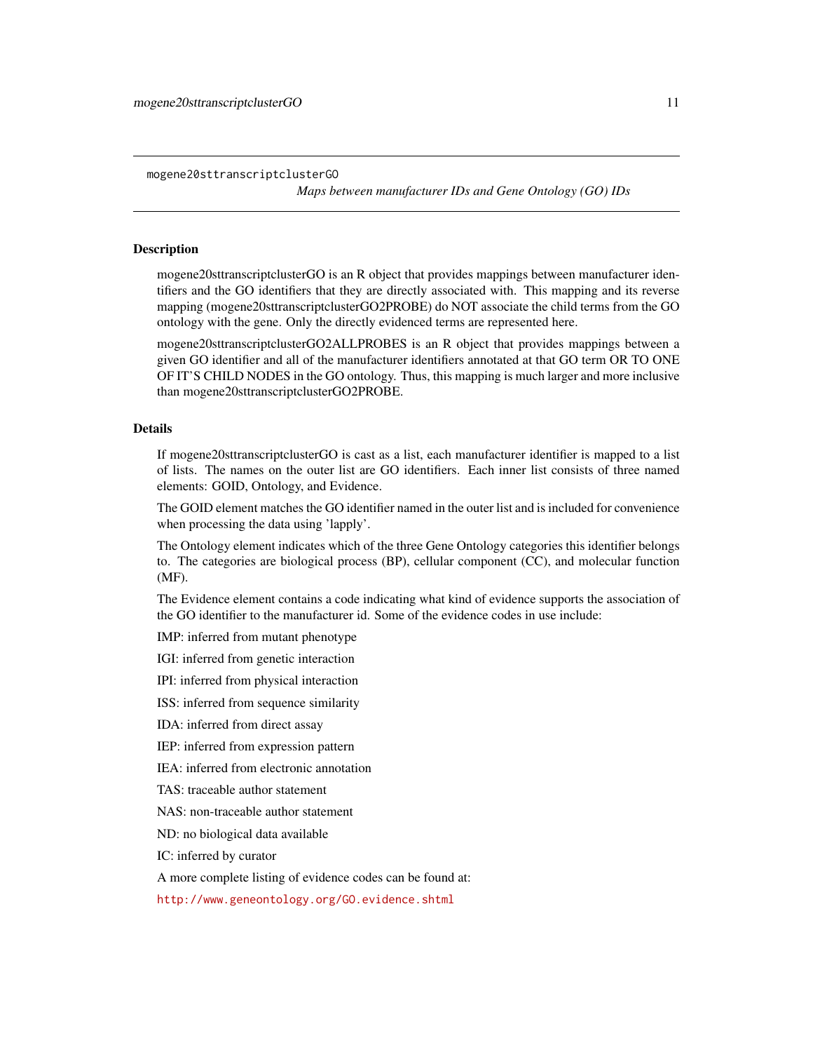## mogene20sttranscriptclusterGO

*Maps between manufacturer IDs and Gene Ontology (GO) IDs*

### Description

mogene20sttranscriptclusterGO is an R object that provides mappings between manufacturer identifiers and the GO identifiers that they are directly associated with. This mapping and its reverse mapping (mogene20sttranscriptclusterGO2PROBE) do NOT associate the child terms from the GO ontology with the gene. Only the directly evidenced terms are represented here.

mogene20sttranscriptclusterGO2ALLPROBES is an R object that provides mappings between a given GO identifier and all of the manufacturer identifiers annotated at that GO term OR TO ONE OF IT'S CHILD NODES in the GO ontology. Thus, this mapping is much larger and more inclusive than mogene20sttranscriptclusterGO2PROBE.

### Details

If mogene20sttranscriptclusterGO is cast as a list, each manufacturer identifier is mapped to a list of lists. The names on the outer list are GO identifiers. Each inner list consists of three named elements: GOID, Ontology, and Evidence.

The GOID element matches the GO identifier named in the outer list and is included for convenience when processing the data using 'lapply'.

The Ontology element indicates which of the three Gene Ontology categories this identifier belongs to. The categories are biological process (BP), cellular component (CC), and molecular function (MF).

The Evidence element contains a code indicating what kind of evidence supports the association of the GO identifier to the manufacturer id. Some of the evidence codes in use include:

IMP: inferred from mutant phenotype

IGI: inferred from genetic interaction

IPI: inferred from physical interaction

ISS: inferred from sequence similarity

IDA: inferred from direct assay

IEP: inferred from expression pattern

IEA: inferred from electronic annotation

TAS: traceable author statement

NAS: non-traceable author statement

ND: no biological data available

IC: inferred by curator

A more complete listing of evidence codes can be found at:

http://www.geneontology.org/GO.evidence.shtml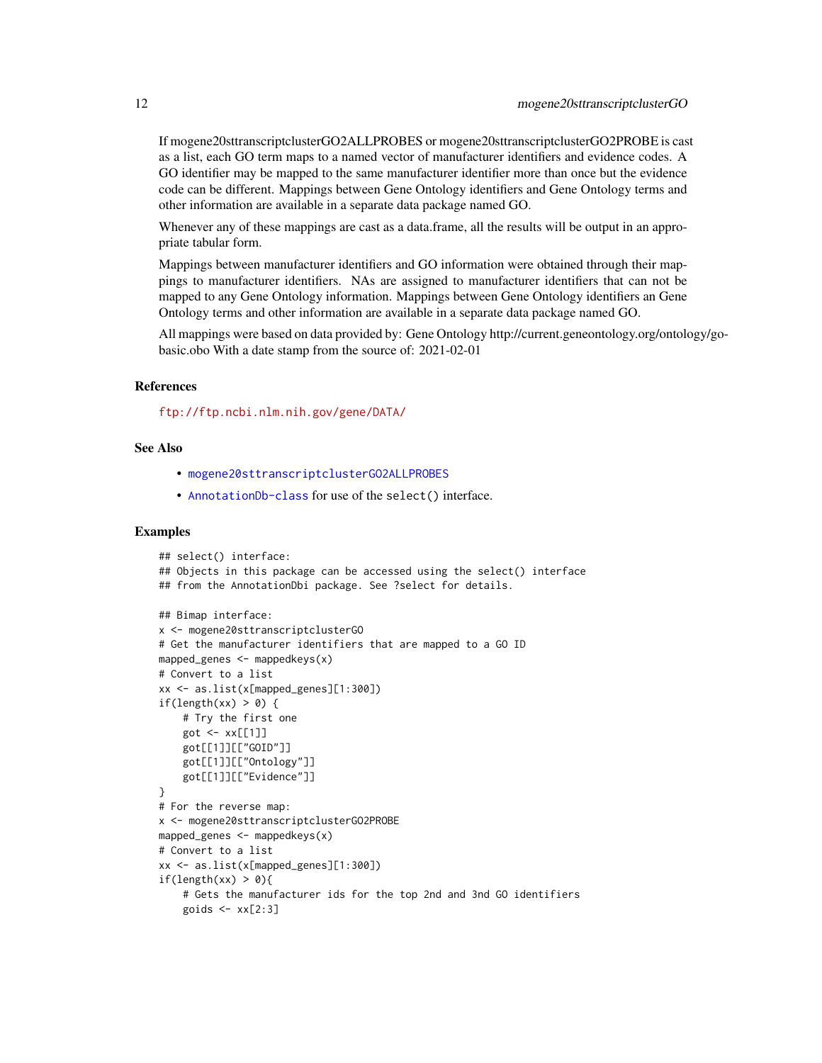If mogene20sttranscriptclusterGO2ALLPROBES or mogene20sttranscriptclusterGO2PROBE is cast as a list, each GO term maps to a named vector of manufacturer identifiers and evidence codes. A GO identifier may be mapped to the same manufacturer identifier more than once but the evidence code can be different. Mappings between Gene Ontology identifiers and Gene Ontology terms and other information are available in a separate data package named GO.

Whenever any of these mappings are cast as a data.frame, all the results will be output in an appropriate tabular form.

Mappings between manufacturer identifiers and GO information were obtained through their mappings to manufacturer identifiers. NAs are assigned to manufacturer identifiers that can not be mapped to any Gene Ontology information. Mappings between Gene Ontology identifiers an Gene Ontology terms and other information are available in a separate data package named GO.

All mappings were based on data provided by: Gene Ontology http://current.geneontology.org/ontology/go-basic.obo With a date stamp from the source of: 2021-02-01

## References

ftp://ftp.ncbi.nlm.nih.gov/gene/DATA/

## See Also

- mogene20sttranscriptclusterGO2ALLPROBES
- AnnotationDb-class for use of the select() interface.

## Examples

```
## select() interface:
## Objects in this package can be accessed using the select() interface
## from the AnnotationDbi package. See ?select for details.

## Bimap interface:
x <- mogene20sttranscriptclusterGO
# Get the manufacturer identifiers that are mapped to a GO ID
mapped_genes <- mappedkeys(x)
# Convert to a list
xx <- as.list(x[mapped_genes][1:300])
if(length(xx) > 0) {
    # Try the first one
    got <- xx[[1]]
    got[[1]][["GOID"]]
    got[[1]][["Ontology"]]
    got[[1]][["Evidence"]]
}
# For the reverse map:
x <- mogene20sttranscriptclusterGO2PROBE
mapped_genes <- mappedkeys(x)
# Convert to a list
xx <- as.list(x[mapped_genes][1:300])
if(length(xx) > 0){
    # Gets the manufacturer ids for the top 2nd and 3nd GO identifiers
    goids <- xx[2:3]
```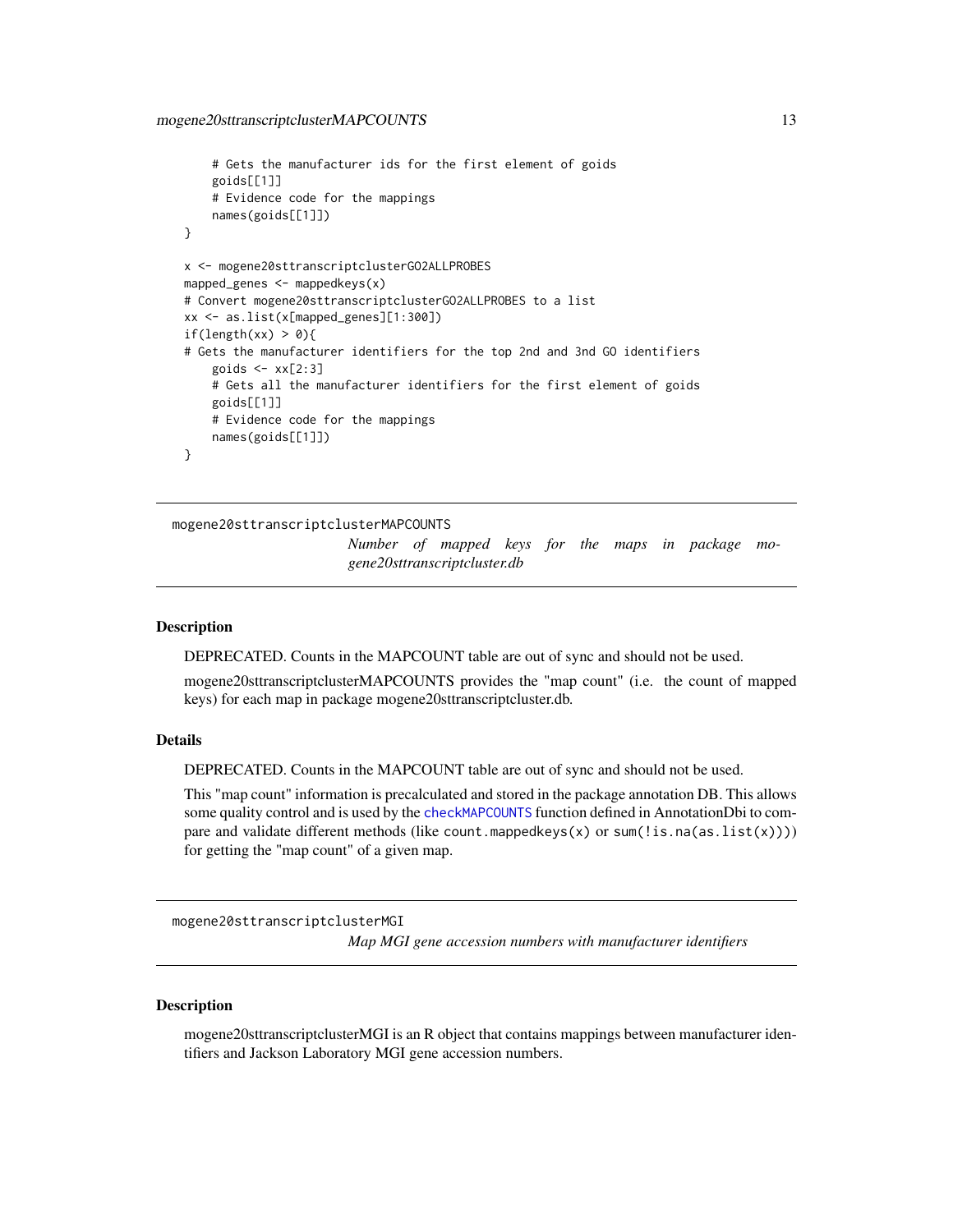```
    # Gets the manufacturer ids for the first element of goids
    goids[[1]]
    # Evidence code for the mappings
    names(goids[[1]])
}

x <- mogene20sttranscriptclusterGO2ALLPROBES
mapped_genes <- mappedkeys(x)
# Convert mogene20sttranscriptclusterGO2ALLPROBES to a list
xx <- as.list(x[mapped_genes][1:300])
if(length(xx) > 0){
# Gets the manufacturer identifiers for the top 2nd and 3nd GO identifiers
    goids <- xx[2:3]
    # Gets all the manufacturer identifiers for the first element of goids
    goids[[1]]
    # Evidence code for the mappings
    names(goids[[1]])
}
```

---

## mogene20sttranscriptclusterMAPCOUNTS

*Number of mapped keys for the maps in package mogene20sttranscriptcluster.db*

---

### Description

DEPRECATED. Counts in the MAPCOUNT table are out of sync and should not be used.

mogene20sttranscriptclusterMAPCOUNTS provides the "map count" (i.e. the count of mapped keys) for each map in package mogene20sttranscriptcluster.db.

### Details

DEPRECATED. Counts in the MAPCOUNT table are out of sync and should not be used.

This "map count" information is precalculated and stored in the package annotation DB. This allows some quality control and is used by the `checkMAPCOUNTS` function defined in AnnotationDbi to compare and validate different methods (like `count.mappedkeys(x)` or `sum(!is.na(as.list(x)))`) for getting the "map count" of a given map.

---

## mogene20sttranscriptclusterMGI

*Map MGI gene accession numbers with manufacturer identifiers*

---

### Description

mogene20sttranscriptclusterMGI is an R object that contains mappings between manufacturer identifiers and Jackson Laboratory MGI gene accession numbers.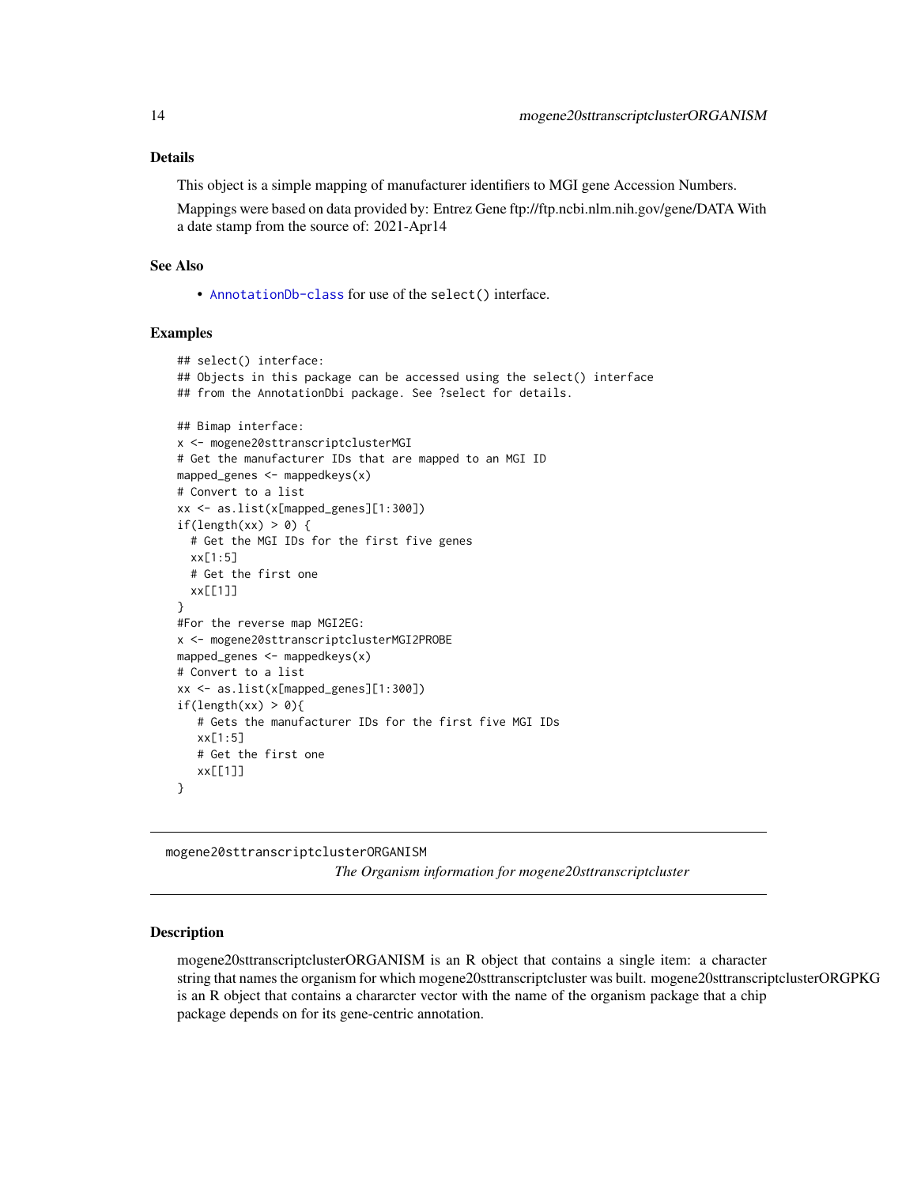### Details

This object is a simple mapping of manufacturer identifiers to MGI gene Accession Numbers.

Mappings were based on data provided by: Entrez Gene ftp://ftp.ncbi.nlm.nih.gov/gene/DATA With a date stamp from the source of: 2021-Apr14

### See Also

- `AnnotationDb-class` for use of the `select()` interface.

### Examples

```
## select() interface:
## Objects in this package can be accessed using the select() interface
## from the AnnotationDbi package. See ?select for details.

## Bimap interface:
x <- mogene20sttranscriptclusterMGI
# Get the manufacturer IDs that are mapped to an MGI ID
mapped_genes <- mappedkeys(x)
# Convert to a list
xx <- as.list(x[mapped_genes][1:300])
if(length(xx) > 0) {
  # Get the MGI IDs for the first five genes
  xx[1:5]
  # Get the first one
  xx[[1]]
}
#For the reverse map MGI2EG:
x <- mogene20sttranscriptclusterMGI2PROBE
mapped_genes <- mappedkeys(x)
# Convert to a list
xx <- as.list(x[mapped_genes][1:300])
if(length(xx) > 0){
   # Gets the manufacturer IDs for the first five MGI IDs
   xx[1:5]
   # Get the first one
   xx[[1]]
}
```

---

## mogene20sttranscriptclusterORGANISM *The Organism information for mogene20sttranscriptcluster*

---

### Description

mogene20sttranscriptclusterORGANISM is an R object that contains a single item: a character string that names the organism for which mogene20sttranscriptcluster was built. mogene20sttranscriptclusterORGPKG is an R object that contains a chararcter vector with the name of the organism package that a chip package depends on for its gene-centric annotation.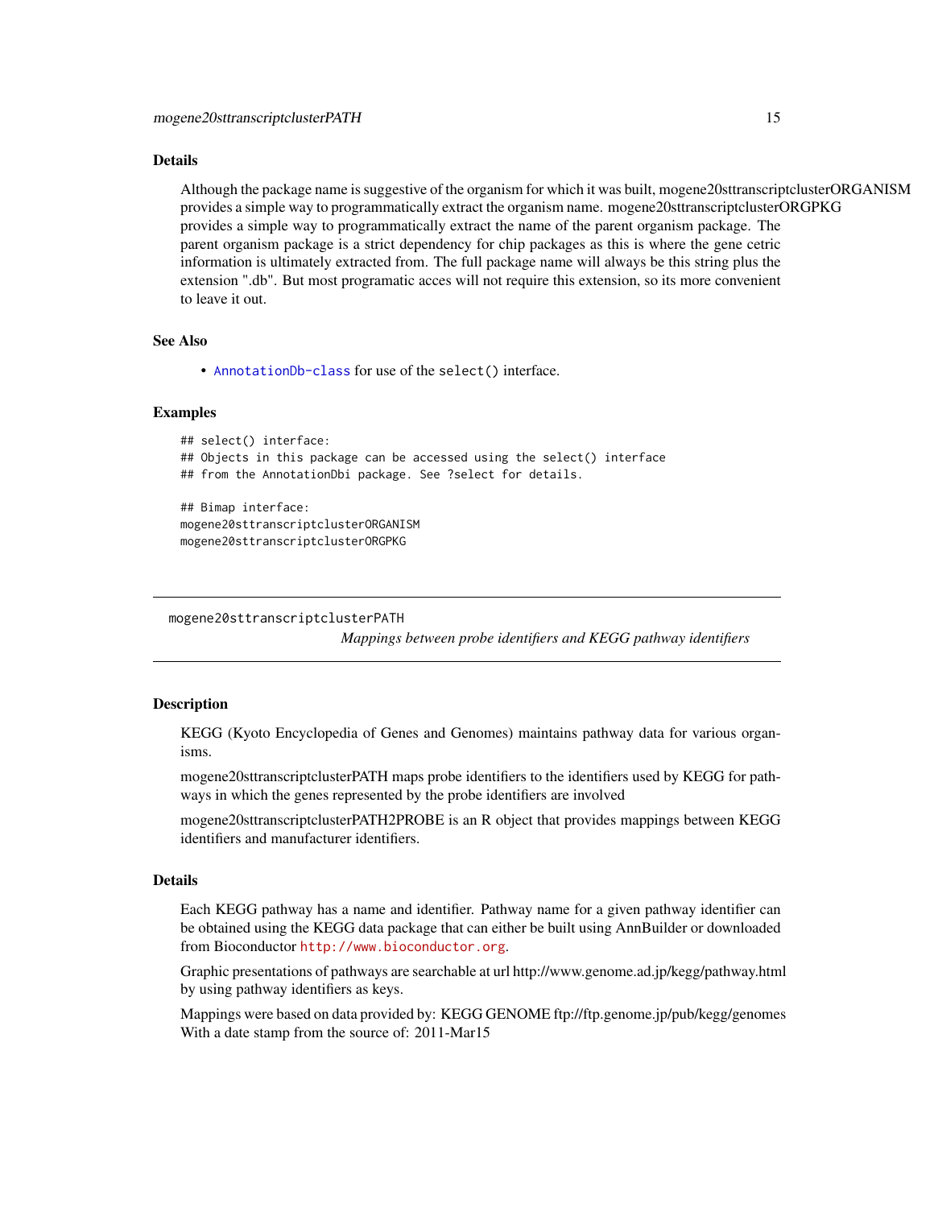## Details

Although the package name is suggestive of the organism for which it was built, mogene20sttranscriptclusterORGANISM provides a simple way to programmatically extract the organism name. mogene20sttranscriptclusterORGPKG provides a simple way to programmatically extract the name of the parent organism package. The parent organism package is a strict dependency for chip packages as this is where the gene cetric information is ultimately extracted from. The full package name will always be this string plus the extension ".db". But most programatic acces will not require this extension, so its more convenient to leave it out.

## See Also

- `AnnotationDb-class` for use of the `select()` interface.

## Examples

```
## select() interface:
## Objects in this package can be accessed using the select() interface
## from the AnnotationDbi package. See ?select for details.

## Bimap interface:
mogene20sttranscriptclusterORGANISM
mogene20sttranscriptclusterORGPKG
```

---

# mogene20sttranscriptclusterPATH

*Mappings between probe identifiers and KEGG pathway identifiers*

## Description

KEGG (Kyoto Encyclopedia of Genes and Genomes) maintains pathway data for various organisms.

mogene20sttranscriptclusterPATH maps probe identifiers to the identifiers used by KEGG for pathways in which the genes represented by the probe identifiers are involved

mogene20sttranscriptclusterPATH2PROBE is an R object that provides mappings between KEGG identifiers and manufacturer identifiers.

## Details

Each KEGG pathway has a name and identifier. Pathway name for a given pathway identifier can be obtained using the KEGG data package that can either be built using AnnBuilder or downloaded from Bioconductor http://www.bioconductor.org.

Graphic presentations of pathways are searchable at url http://www.genome.ad.jp/kegg/pathway.html by using pathway identifiers as keys.

Mappings were based on data provided by: KEGG GENOME ftp://ftp.genome.jp/pub/kegg/genomes With a date stamp from the source of: 2011-Mar15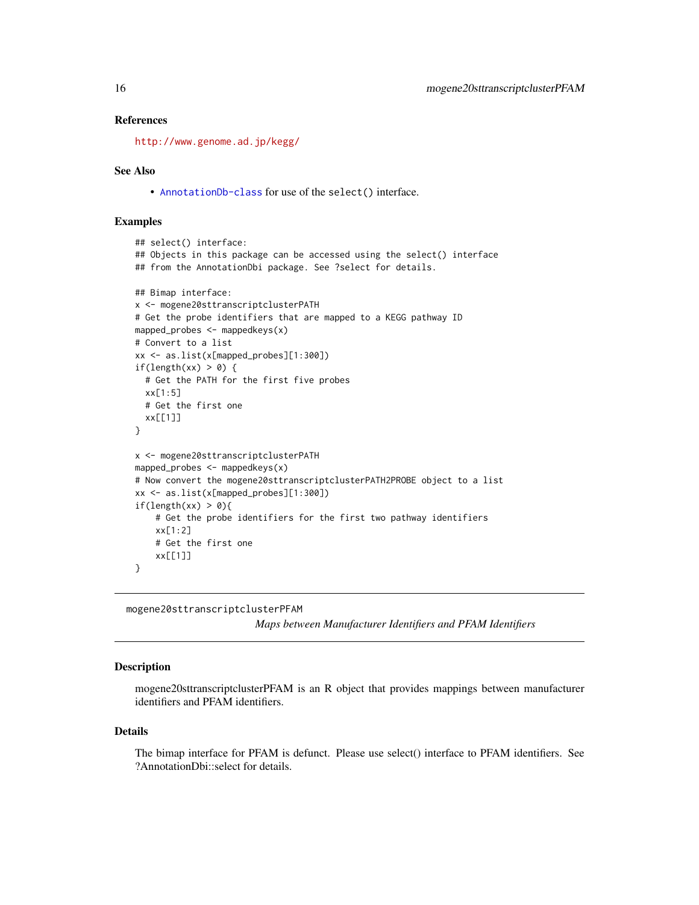### References

http://www.genome.ad.jp/kegg/

### See Also

- AnnotationDb-class for use of the select() interface.

### Examples

```
## select() interface:
## Objects in this package can be accessed using the select() interface
## from the AnnotationDbi package. See ?select for details.

## Bimap interface:
x <- mogene20sttranscriptclusterPATH
# Get the probe identifiers that are mapped to a KEGG pathway ID
mapped_probes <- mappedkeys(x)
# Convert to a list
xx <- as.list(x[mapped_probes][1:300])
if(length(xx) > 0) {
  # Get the PATH for the first five probes
  xx[1:5]
  # Get the first one
  xx[[1]]
}

x <- mogene20sttranscriptclusterPATH
mapped_probes <- mappedkeys(x)
# Now convert the mogene20sttranscriptclusterPATH2PROBE object to a list
xx <- as.list(x[mapped_probes][1:300])
if(length(xx) > 0){
    # Get the probe identifiers for the first two pathway identifiers
    xx[1:2]
    # Get the first one
    xx[[1]]
}
```

---

## mogene20sttranscriptclusterPFAM

*Maps between Manufacturer Identifiers and PFAM Identifiers*

### Description

mogene20sttranscriptclusterPFAM is an R object that provides mappings between manufacturer identifiers and PFAM identifiers.

### Details

The bimap interface for PFAM is defunct. Please use select() interface to PFAM identifiers. See ?AnnotationDbi::select for details.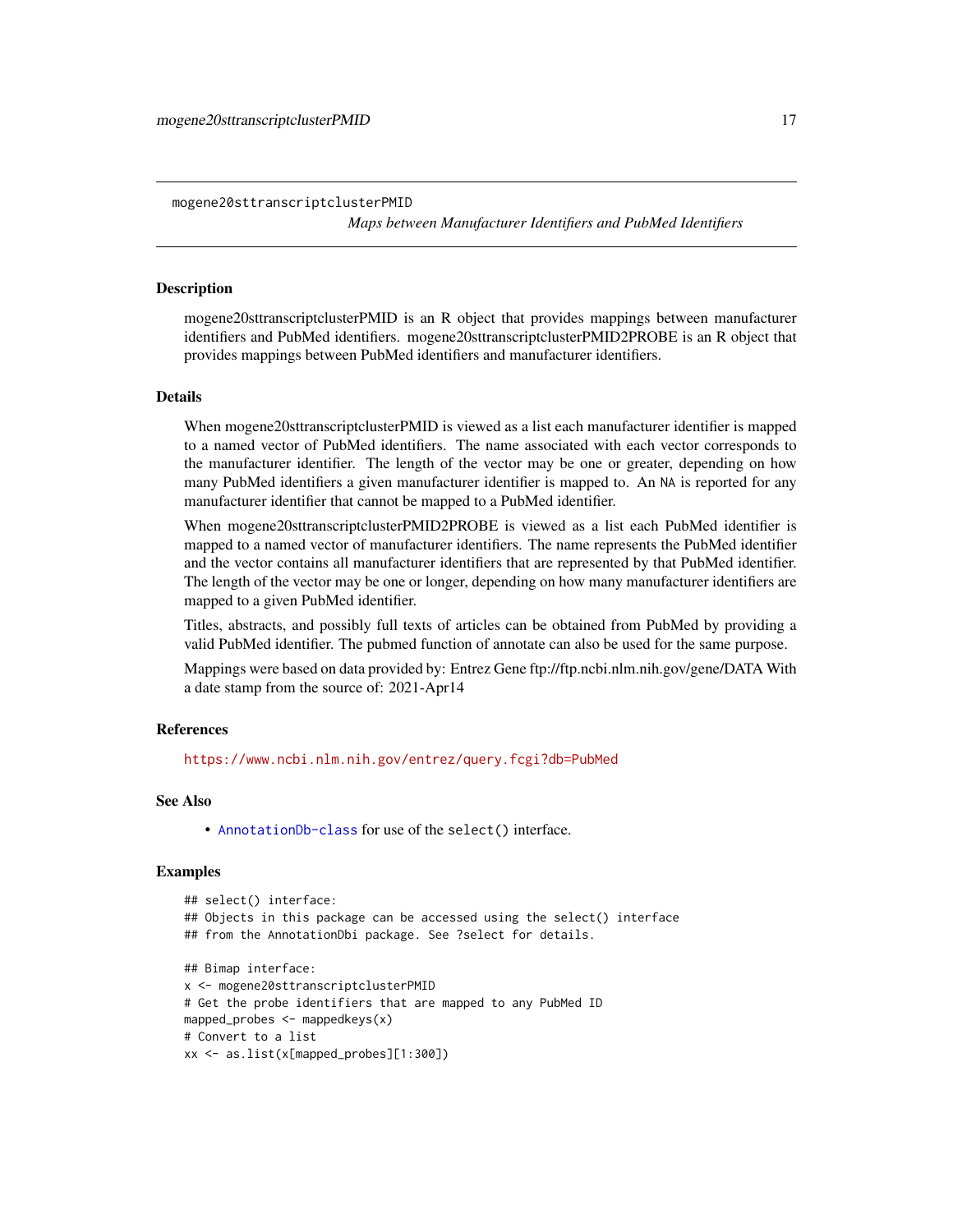mogene20sttranscriptclusterPMID

*Maps between Manufacturer Identifiers and PubMed Identifiers*

## Description

mogene20sttranscriptclusterPMID is an R object that provides mappings between manufacturer identifiers and PubMed identifiers. mogene20sttranscriptclusterPMID2PROBE is an R object that provides mappings between PubMed identifiers and manufacturer identifiers.

## Details

When mogene20sttranscriptclusterPMID is viewed as a list each manufacturer identifier is mapped to a named vector of PubMed identifiers. The name associated with each vector corresponds to the manufacturer identifier. The length of the vector may be one or greater, depending on how many PubMed identifiers a given manufacturer identifier is mapped to. An NA is reported for any manufacturer identifier that cannot be mapped to a PubMed identifier.

When mogene20sttranscriptclusterPMID2PROBE is viewed as a list each PubMed identifier is mapped to a named vector of manufacturer identifiers. The name represents the PubMed identifier and the vector contains all manufacturer identifiers that are represented by that PubMed identifier. The length of the vector may be one or longer, depending on how many manufacturer identifiers are mapped to a given PubMed identifier.

Titles, abstracts, and possibly full texts of articles can be obtained from PubMed by providing a valid PubMed identifier. The pubmed function of annotate can also be used for the same purpose.

Mappings were based on data provided by: Entrez Gene ftp://ftp.ncbi.nlm.nih.gov/gene/DATA With a date stamp from the source of: 2021-Apr14

## References

https://www.ncbi.nlm.nih.gov/entrez/query.fcgi?db=PubMed

## See Also

- AnnotationDb-class for use of the select() interface.

## Examples

```
## select() interface:
## Objects in this package can be accessed using the select() interface
## from the AnnotationDbi package. See ?select for details.

## Bimap interface:
x <- mogene20sttranscriptclusterPMID
# Get the probe identifiers that are mapped to any PubMed ID
mapped_probes <- mappedkeys(x)
# Convert to a list
xx <- as.list(x[mapped_probes][1:300])
```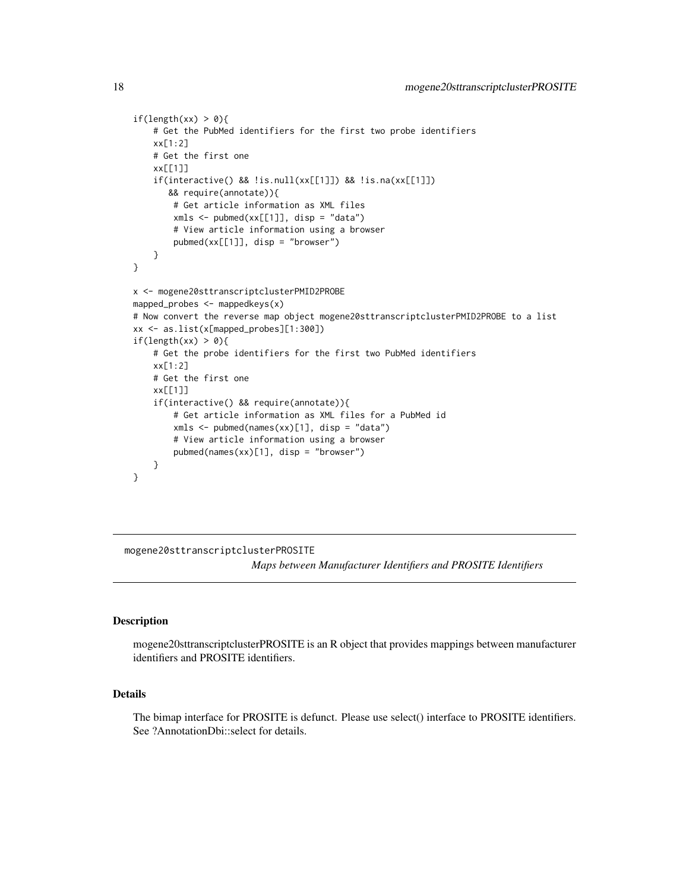```
if(length(xx) > 0){
    # Get the PubMed identifiers for the first two probe identifiers
    xx[1:2]
    # Get the first one
    xx[[1]]
    if(interactive() && !is.null(xx[[1]]) && !is.na(xx[[1]])
       && require(annotate)){
        # Get article information as XML files
        xmls <- pubmed(xx[[1]], disp = "data")
        # View article information using a browser
        pubmed(xx[[1]], disp = "browser")
    }
}

x <- mogene20sttranscriptclusterPMID2PROBE
mapped_probes <- mappedkeys(x)
# Now convert the reverse map object mogene20sttranscriptclusterPMID2PROBE to a list
xx <- as.list(x[mapped_probes][1:300])
if(length(xx) > 0){
    # Get the probe identifiers for the first two PubMed identifiers
    xx[1:2]
    # Get the first one
    xx[[1]]
    if(interactive() && require(annotate)){
        # Get article information as XML files for a PubMed id
        xmls <- pubmed(names(xx)[1], disp = "data")
        # View article information using a browser
        pubmed(names(xx)[1], disp = "browser")
    }
}
```

---

## mogene20sttranscriptclusterPROSITE

*Maps between Manufacturer Identifiers and PROSITE Identifiers*

---

### Description

mogene20sttranscriptclusterPROSITE is an R object that provides mappings between manufacturer identifiers and PROSITE identifiers.

### Details

The bimap interface for PROSITE is defunct. Please use select() interface to PROSITE identifiers. See ?AnnotationDbi::select for details.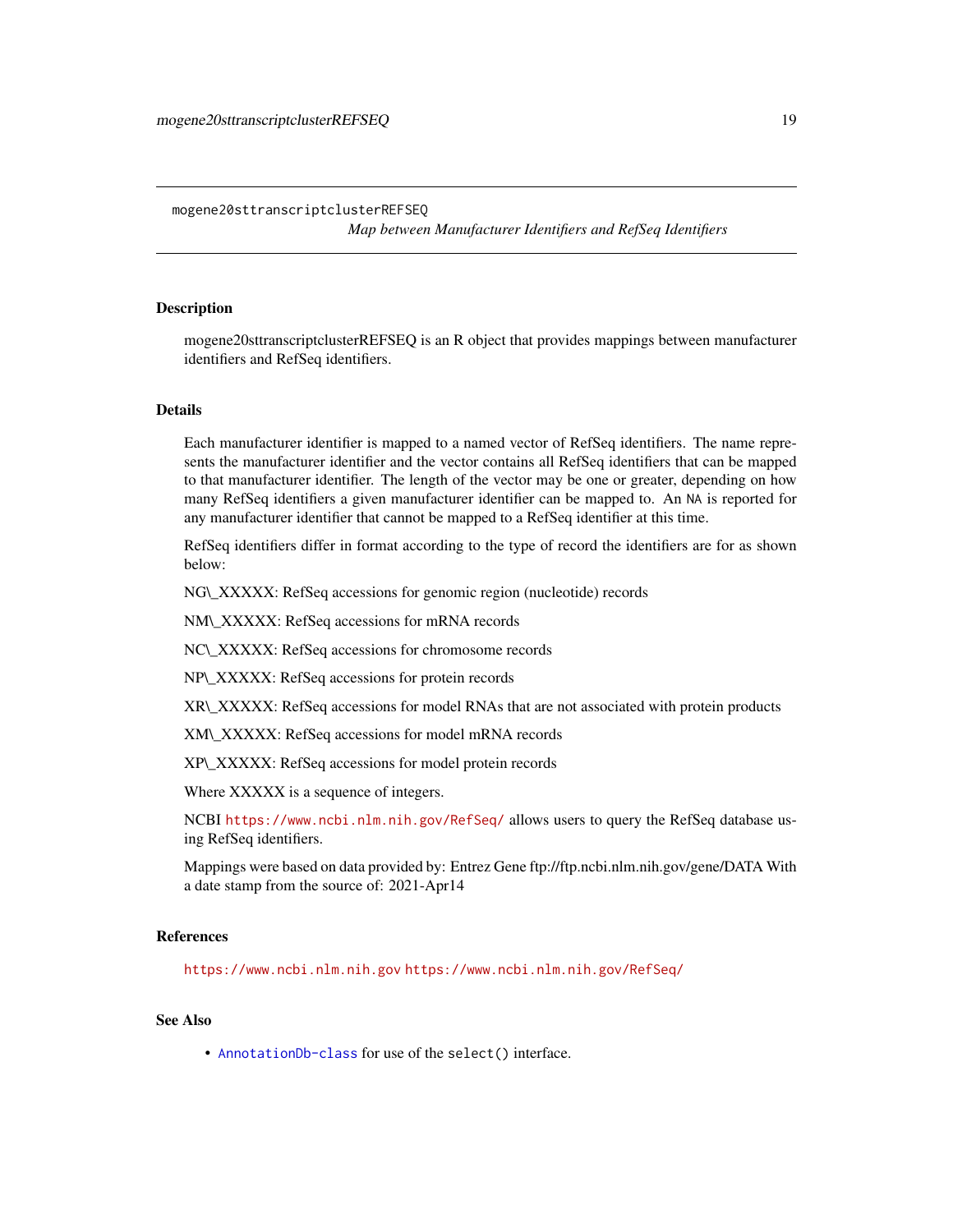## mogene20sttranscriptclusterREFSEQ

*Map between Manufacturer Identifiers and RefSeq Identifiers*

### Description

mogene20sttranscriptclusterREFSEQ is an R object that provides mappings between manufacturer identifiers and RefSeq identifiers.

### Details

Each manufacturer identifier is mapped to a named vector of RefSeq identifiers. The name represents the manufacturer identifier and the vector contains all RefSeq identifiers that can be mapped to that manufacturer identifier. The length of the vector may be one or greater, depending on how many RefSeq identifiers a given manufacturer identifier can be mapped to. An `NA` is reported for any manufacturer identifier that cannot be mapped to a RefSeq identifier at this time.

RefSeq identifiers differ in format according to the type of record the identifiers are for as shown below:

NG\_XXXXX: RefSeq accessions for genomic region (nucleotide) records

NM\_XXXXX: RefSeq accessions for mRNA records

NC\_XXXXX: RefSeq accessions for chromosome records

NP\_XXXXX: RefSeq accessions for protein records

XR\_XXXXX: RefSeq accessions for model RNAs that are not associated with protein products

XM\_XXXXX: RefSeq accessions for model mRNA records

XP\_XXXXX: RefSeq accessions for model protein records

Where XXXXX is a sequence of integers.

NCBI https://www.ncbi.nlm.nih.gov/RefSeq/ allows users to query the RefSeq database using RefSeq identifiers.

Mappings were based on data provided by: Entrez Gene ftp://ftp.ncbi.nlm.nih.gov/gene/DATA With a date stamp from the source of: 2021-Apr14

### References

https://www.ncbi.nlm.nih.gov https://www.ncbi.nlm.nih.gov/RefSeq/

### See Also

- `AnnotationDb-class` for use of the `select()` interface.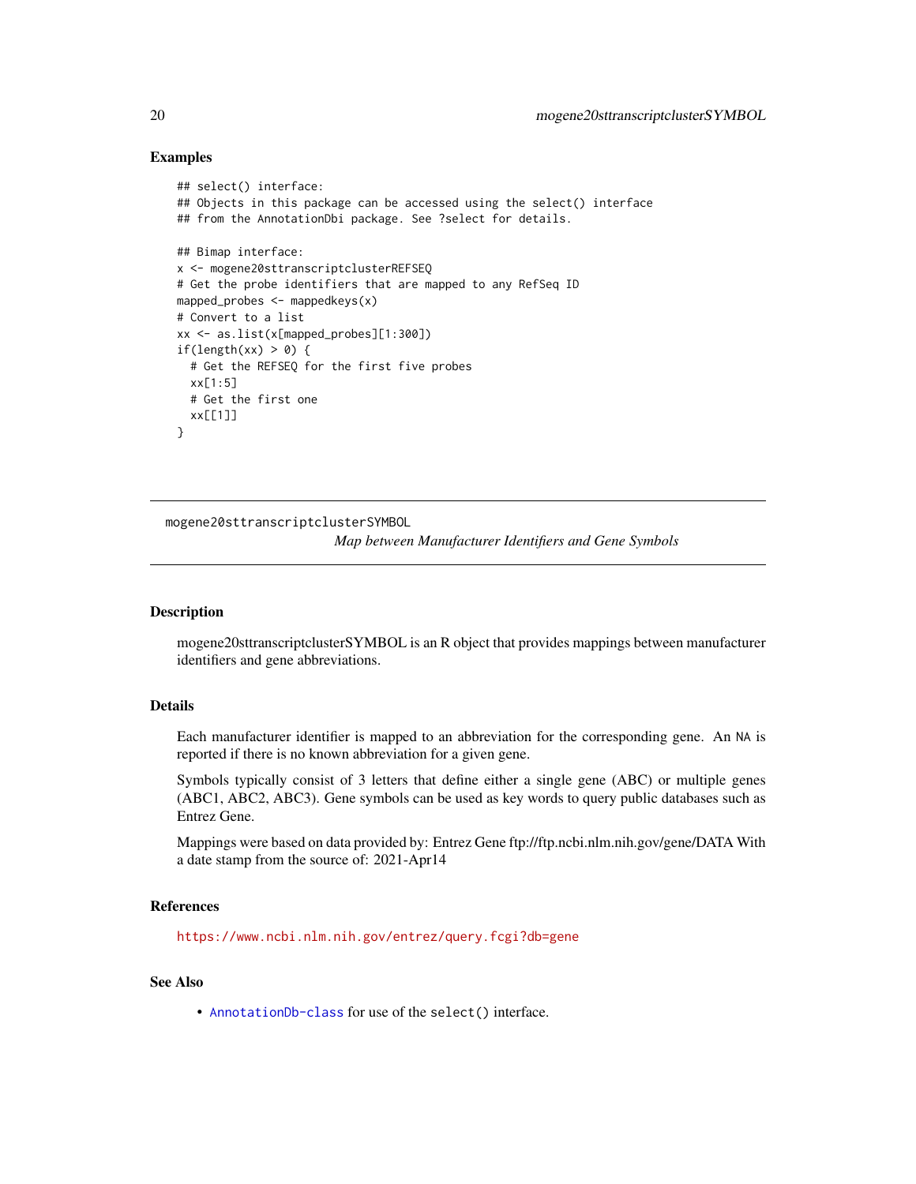### Examples

```
## select() interface:
## Objects in this package can be accessed using the select() interface
## from the AnnotationDbi package. See ?select for details.

## Bimap interface:
x <- mogene20sttranscriptclusterREFSEQ
# Get the probe identifiers that are mapped to any RefSeq ID
mapped_probes <- mappedkeys(x)
# Convert to a list
xx <- as.list(x[mapped_probes][1:300])
if(length(xx) > 0) {
  # Get the REFSEQ for the first five probes
  xx[1:5]
  # Get the first one
  xx[[1]]
}
```

---

## mogene20sttranscriptclusterSYMBOL

*Map between Manufacturer Identifiers and Gene Symbols*

---

### Description

mogene20sttranscriptclusterSYMBOL is an R object that provides mappings between manufacturer identifiers and gene abbreviations.

### Details

Each manufacturer identifier is mapped to an abbreviation for the corresponding gene. An `NA` is reported if there is no known abbreviation for a given gene.

Symbols typically consist of 3 letters that define either a single gene (ABC) or multiple genes (ABC1, ABC2, ABC3). Gene symbols can be used as key words to query public databases such as Entrez Gene.

Mappings were based on data provided by: Entrez Gene ftp://ftp.ncbi.nlm.nih.gov/gene/DATA With a date stamp from the source of: 2021-Apr14

### References

https://www.ncbi.nlm.nih.gov/entrez/query.fcgi?db=gene

### See Also

- `AnnotationDb-class` for use of the `select()` interface.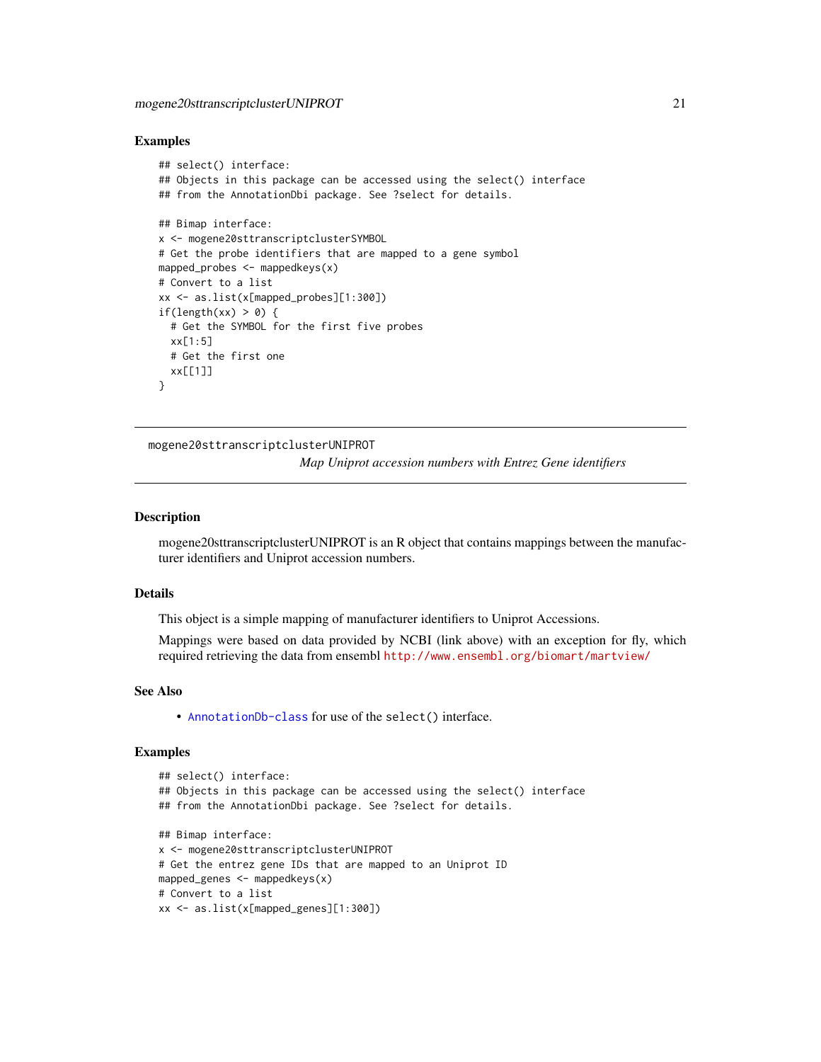### Examples

```
## select() interface:
## Objects in this package can be accessed using the select() interface
## from the AnnotationDbi package. See ?select for details.

## Bimap interface:
x <- mogene20sttranscriptclusterSYMBOL
# Get the probe identifiers that are mapped to a gene symbol
mapped_probes <- mappedkeys(x)
# Convert to a list
xx <- as.list(x[mapped_probes][1:300])
if(length(xx) > 0) {
  # Get the SYMBOL for the first five probes
  xx[1:5]
  # Get the first one
  xx[[1]]
}
```

---

## mogene20sttranscriptclusterUNIPROT

*Map Uniprot accession numbers with Entrez Gene identifiers*

---

### Description

mogene20sttranscriptclusterUNIPROT is an R object that contains mappings between the manufacturer identifiers and Uniprot accession numbers.

### Details

This object is a simple mapping of manufacturer identifiers to Uniprot Accessions.

Mappings were based on data provided by NCBI (link above) with an exception for fly, which required retrieving the data from ensembl http://www.ensembl.org/biomart/martview/

### See Also

- AnnotationDb-class for use of the select() interface.

### Examples

```
## select() interface:
## Objects in this package can be accessed using the select() interface
## from the AnnotationDbi package. See ?select for details.

## Bimap interface:
x <- mogene20sttranscriptclusterUNIPROT
# Get the entrez gene IDs that are mapped to an Uniprot ID
mapped_genes <- mappedkeys(x)
# Convert to a list
xx <- as.list(x[mapped_genes][1:300])
```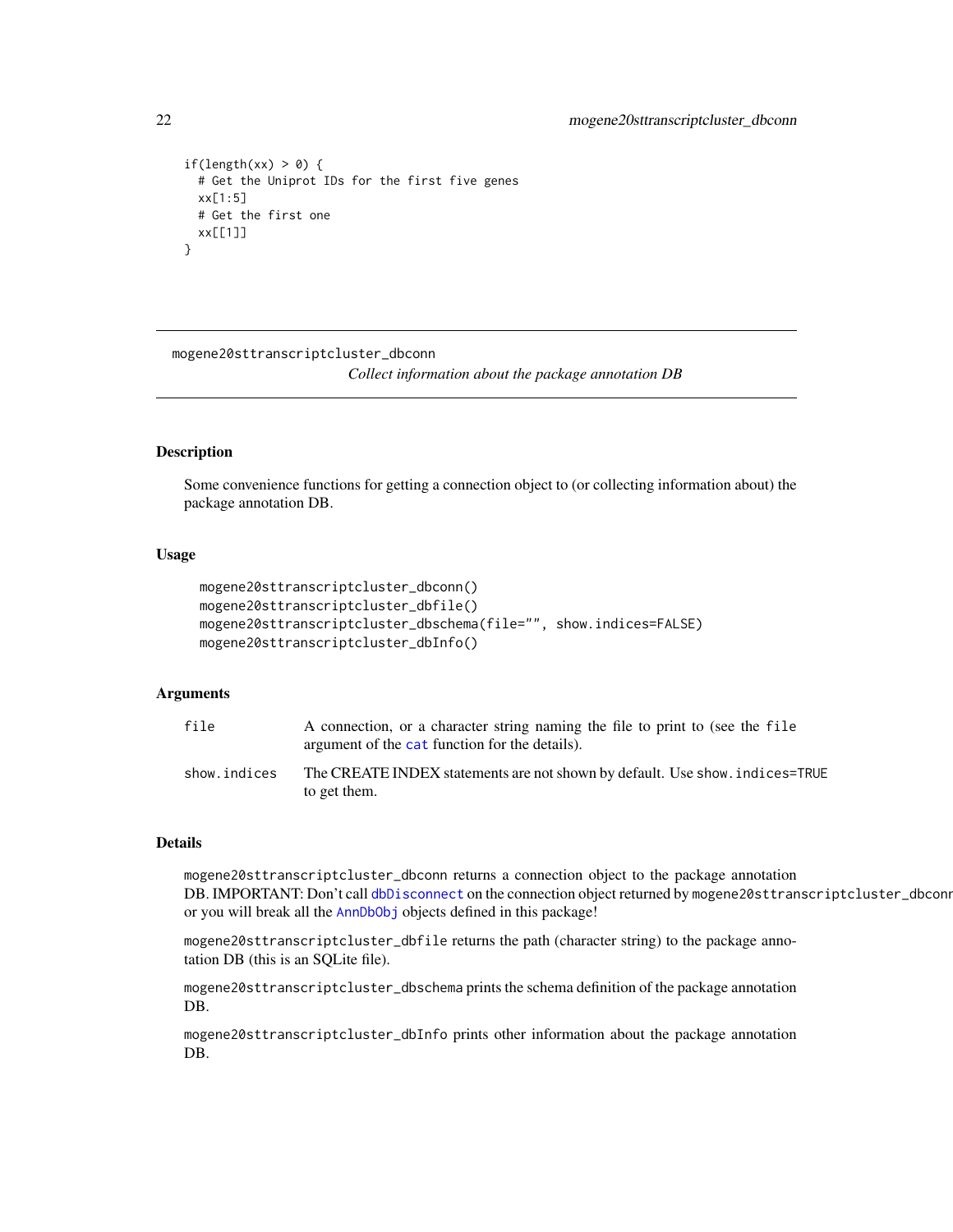```
if(length(xx) > 0) {
  # Get the Uniprot IDs for the first five genes
  xx[1:5]
  # Get the first one
  xx[[1]]
}
```

---

## mogene20sttranscriptcluster_dbconn

*Collect information about the package annotation DB*

---

### Description

Some convenience functions for getting a connection object to (or collecting information about) the package annotation DB.

### Usage

```
mogene20sttranscriptcluster_dbconn()
mogene20sttranscriptcluster_dbfile()
mogene20sttranscriptcluster_dbschema(file="", show.indices=FALSE)
mogene20sttranscriptcluster_dbInfo()
```

### Arguments

| | |
|---|---|
| `file` | A connection, or a character string naming the file to print to (see the `file` argument of the `cat` function for the details). |
| `show.indices` | The CREATE INDEX statements are not shown by default. Use `show.indices=TRUE` to get them. |

### Details

`mogene20sttranscriptcluster_dbconn` returns a connection object to the package annotation DB. IMPORTANT: Don't call `dbDisconnect` on the connection object returned by `mogene20sttranscriptcluster_dbconn` or you will break all the `AnnDbObj` objects defined in this package!

`mogene20sttranscriptcluster_dbfile` returns the path (character string) to the package annotation DB (this is an SQLite file).

`mogene20sttranscriptcluster_dbschema` prints the schema definition of the package annotation DB.

`mogene20sttranscriptcluster_dbInfo` prints other information about the package annotation DB.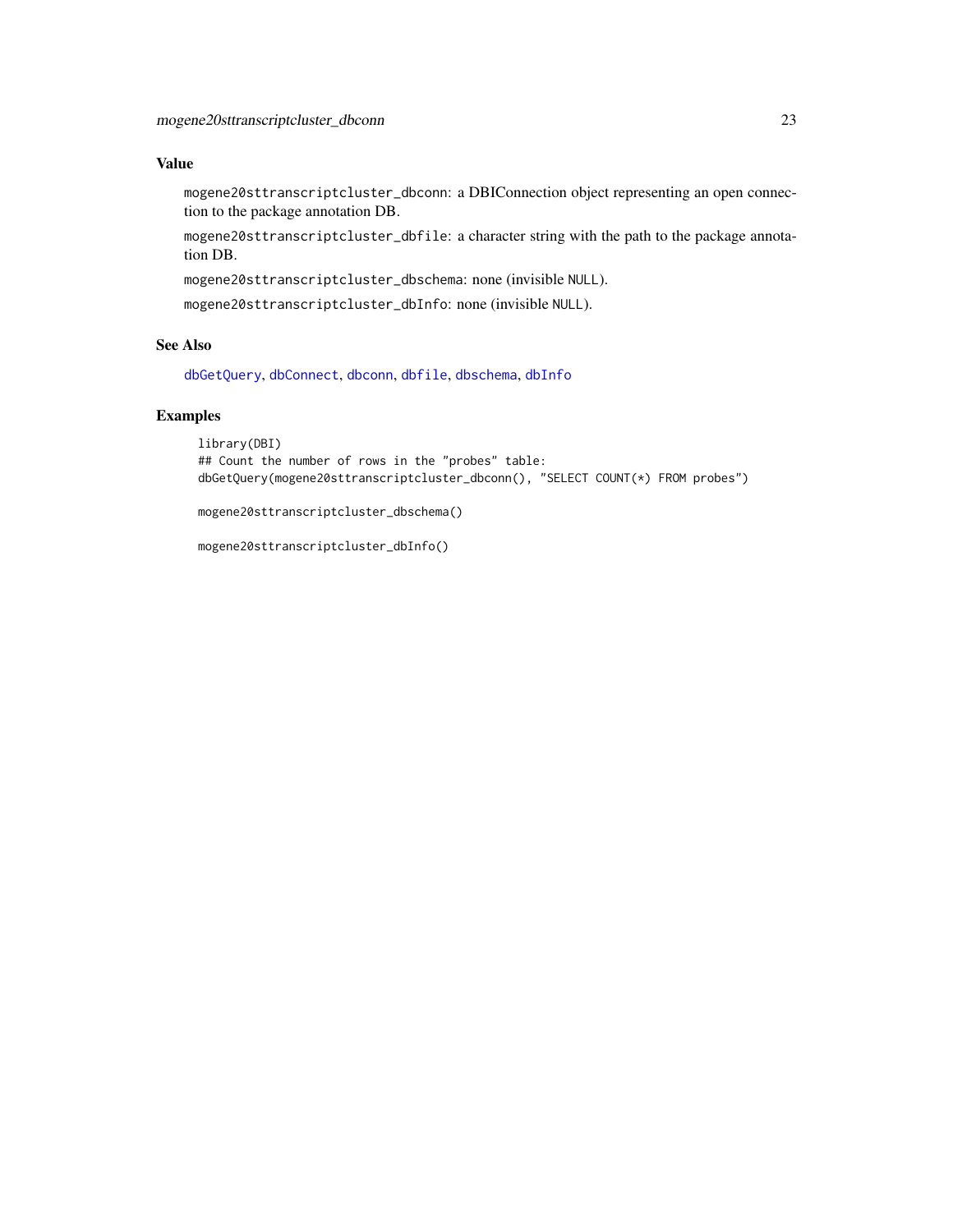## Value

`mogene20sttranscriptcluster_dbconn`: a DBIConnection object representing an open connection to the package annotation DB.

`mogene20sttranscriptcluster_dbfile`: a character string with the path to the package annotation DB.

`mogene20sttranscriptcluster_dbschema`: none (invisible `NULL`).

`mogene20sttranscriptcluster_dbInfo`: none (invisible `NULL`).

## See Also

`dbGetQuery`, `dbConnect`, `dbconn`, `dbfile`, `dbschema`, `dbInfo`

## Examples

```
library(DBI)
## Count the number of rows in the "probes" table:
dbGetQuery(mogene20sttranscriptcluster_dbconn(), "SELECT COUNT(*) FROM probes")

mogene20sttranscriptcluster_dbschema()

mogene20sttranscriptcluster_dbInfo()
```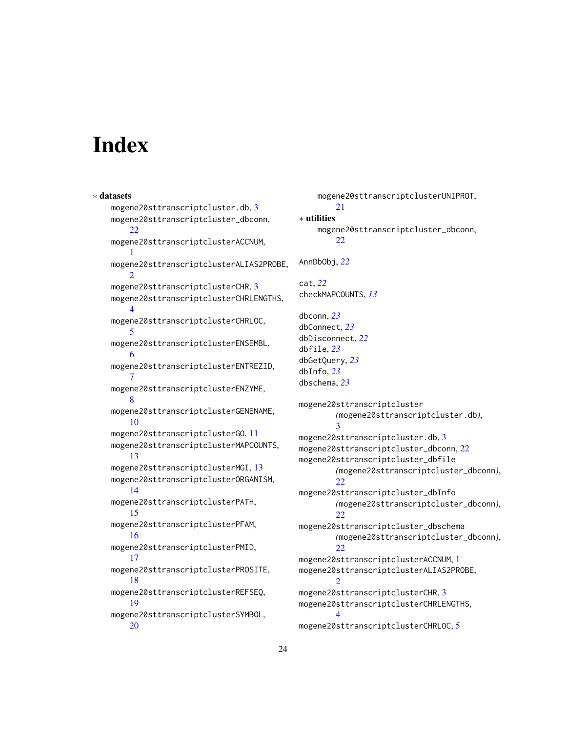# Index

∗ **datasets**

mogene20sttranscriptcluster.db, 3
mogene20sttranscriptcluster_dbconn, 22
mogene20sttranscriptclusterACCNUM, 1
mogene20sttranscriptclusterALIAS2PROBE, 2
mogene20sttranscriptclusterCHR, 3
mogene20sttranscriptclusterCHRLENGTHS, 4
mogene20sttranscriptclusterCHRLOC, 5
mogene20sttranscriptclusterENSEMBL, 6
mogene20sttranscriptclusterENTREZID, 7
mogene20sttranscriptclusterENZYME, 8
mogene20sttranscriptclusterGENENAME, 10
mogene20sttranscriptclusterGO, 11
mogene20sttranscriptclusterMAPCOUNTS, 13
mogene20sttranscriptclusterMGI, 13
mogene20sttranscriptclusterORGANISM, 14
mogene20sttranscriptclusterPATH, 15
mogene20sttranscriptclusterPFAM, 16
mogene20sttranscriptclusterPMID, 17
mogene20sttranscriptclusterPROSITE, 18
mogene20sttranscriptclusterREFSEQ, 19
mogene20sttranscriptclusterSYMBOL, 20
mogene20sttranscriptclusterUNIPROT, 21

∗ **utilities**

mogene20sttranscriptcluster_dbconn, 22

AnnDbObj, *22*

cat, *22*
checkMAPCOUNTS, *13*

dbconn, *23*
dbConnect, *23*
dbDisconnect, *22*
dbfile, *23*
dbGetQuery, *23*
dbInfo, *23*
dbschema, *23*

mogene20sttranscriptcluster *(mogene20sttranscriptcluster.db)*, 3
mogene20sttranscriptcluster.db, 3
mogene20sttranscriptcluster_dbconn, 22
mogene20sttranscriptcluster_dbfile *(mogene20sttranscriptcluster_dbconn)*, 22
mogene20sttranscriptcluster_dbInfo *(mogene20sttranscriptcluster_dbconn)*, 22
mogene20sttranscriptcluster_dbschema *(mogene20sttranscriptcluster_dbconn)*, 22
mogene20sttranscriptclusterACCNUM, 1
mogene20sttranscriptclusterALIAS2PROBE, 2
mogene20sttranscriptclusterCHR, 3
mogene20sttranscriptclusterCHRLENGTHS, 4
mogene20sttranscriptclusterCHRLOC, 5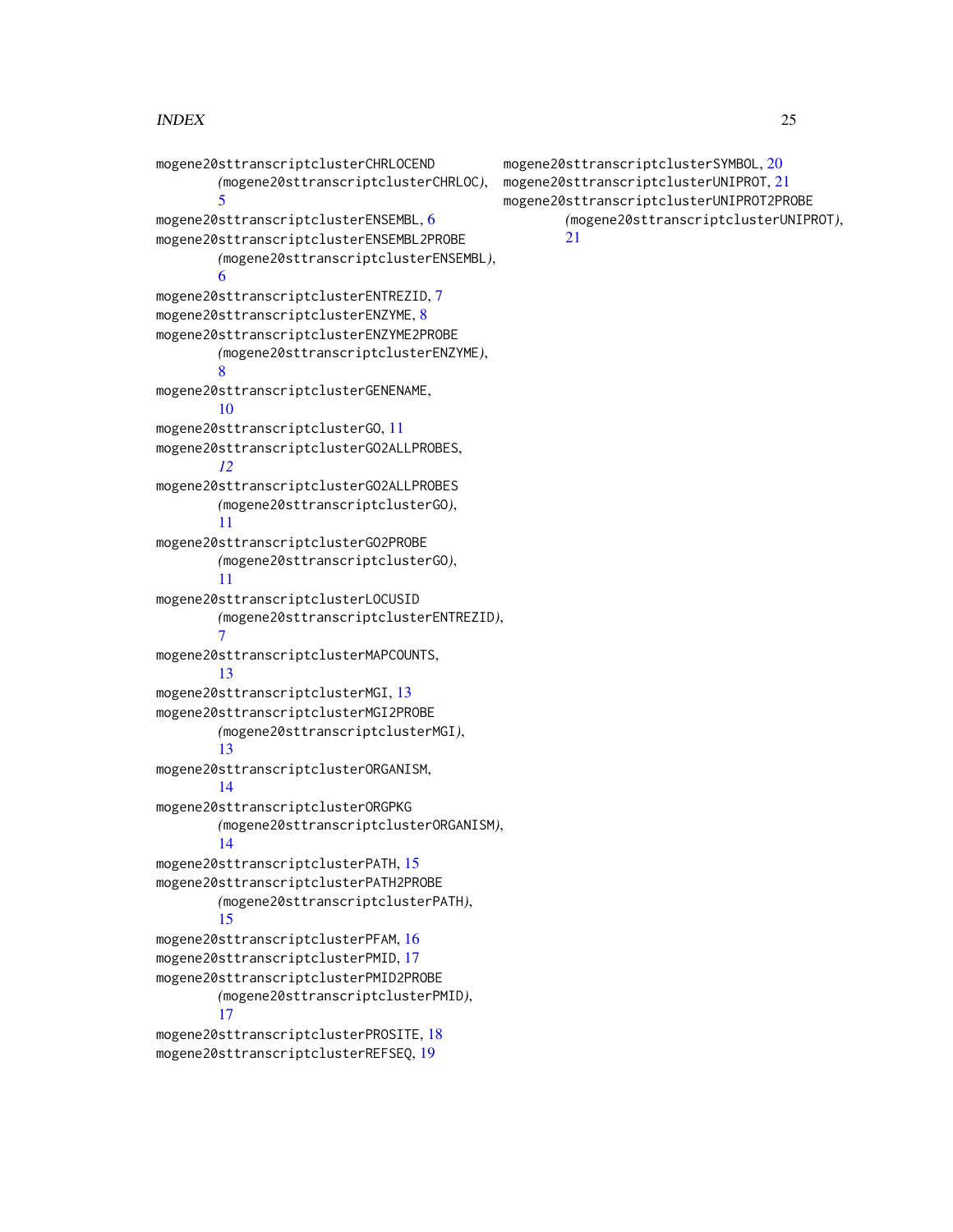mogene20sttranscriptclusterCHRLOCEND *(mogene20sttranscriptclusterCHRLOC)*, 5
mogene20sttranscriptclusterENSEMBL, 6
mogene20sttranscriptclusterENSEMBL2PROBE *(mogene20sttranscriptclusterENSEMBL)*, 6
mogene20sttranscriptclusterENTREZID, 7
mogene20sttranscriptclusterENZYME, 8
mogene20sttranscriptclusterENZYME2PROBE *(mogene20sttranscriptclusterENZYME)*, 8
mogene20sttranscriptclusterGENENAME, 10
mogene20sttranscriptclusterGO, 11
mogene20sttranscriptclusterGO2ALLPROBES, *12*
mogene20sttranscriptclusterGO2ALLPROBES *(mogene20sttranscriptclusterGO)*, 11
mogene20sttranscriptclusterGO2PROBE *(mogene20sttranscriptclusterGO)*, 11
mogene20sttranscriptclusterLOCUSID *(mogene20sttranscriptclusterENTREZID)*, 7
mogene20sttranscriptclusterMAPCOUNTS, 13
mogene20sttranscriptclusterMGI, 13
mogene20sttranscriptclusterMGI2PROBE *(mogene20sttranscriptclusterMGI)*, 13
mogene20sttranscriptclusterORGANISM, 14
mogene20sttranscriptclusterORGPKG *(mogene20sttranscriptclusterORGANISM)*, 14
mogene20sttranscriptclusterPATH, 15
mogene20sttranscriptclusterPATH2PROBE *(mogene20sttranscriptclusterPATH)*, 15
mogene20sttranscriptclusterPFAM, 16
mogene20sttranscriptclusterPMID, 17
mogene20sttranscriptclusterPMID2PROBE *(mogene20sttranscriptclusterPMID)*, 17
mogene20sttranscriptclusterPROSITE, 18
mogene20sttranscriptclusterREFSEQ, 19
mogene20sttranscriptclusterSYMBOL, 20
mogene20sttranscriptclusterUNIPROT, 21
mogene20sttranscriptclusterUNIPROT2PROBE *(mogene20sttranscriptclusterUNIPROT)*, 21